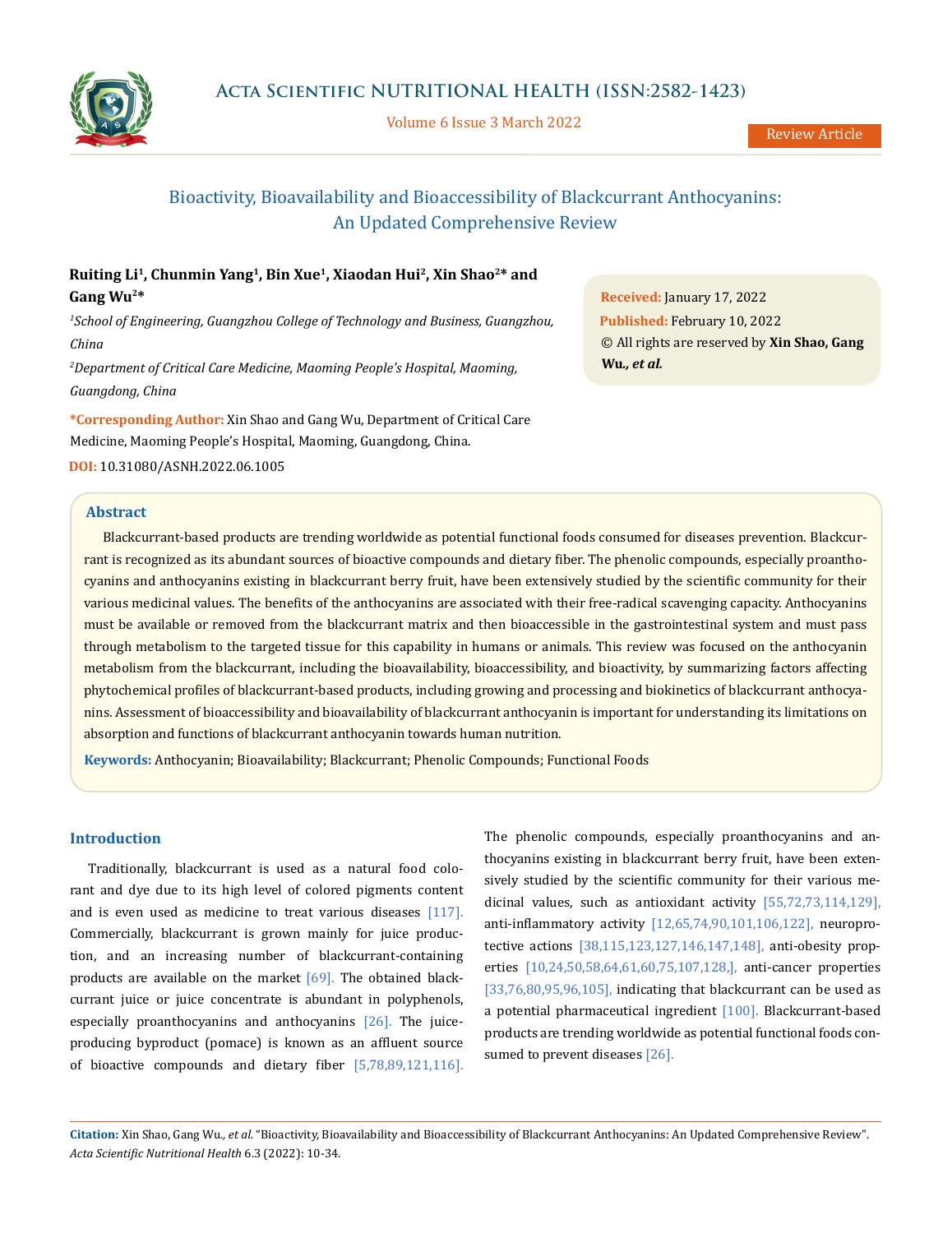# Bioactivity, Bioavailability and Bioaccessibility of Blackcurrant Anthocyanins: An Updated Comprehensive Review

**Ruiting Li[1], Chunmin Yang[1], Bin Xue[1], Xiaodan Hui[2], Xin Shao[2]* and Gang Wu[2]***

*[1]School of Engineering, Guangzhou College of Technology and Business, Guangzhou, China*

*[2]Department of Critical Care Medicine, Maoming People's Hospital, Maoming, Guangdong, China*

**\*Corresponding Author:** Xin Shao and Gang Wu, Department of Critical Care Medicine, Maoming People's Hospital, Maoming, Guangdong, China.

**DOI:** 10.31080/ASNH.2022.06.1005

**Received:** January 17, 2022
**Published:** February 10, 2022
© All rights are reserved by **Xin Shao, Gang Wu., *et al.***

## Abstract

Blackcurrant-based products are trending worldwide as potential functional foods consumed for diseases prevention. Blackcurrant is recognized as its abundant sources of bioactive compounds and dietary fiber. The phenolic compounds, especially proanthocyanins and anthocyanins existing in blackcurrant berry fruit, have been extensively studied by the scientific community for their various medicinal values. The benefits of the anthocyanins are associated with their free-radical scavenging capacity. Anthocyanins must be available or removed from the blackcurrant matrix and then bioaccessible in the gastrointestinal system and must pass through metabolism to the targeted tissue for this capability in humans or animals. This review was focused on the anthocyanin metabolism from the blackcurrant, including the bioavailability, bioaccessibility, and bioactivity, by summarizing factors affecting phytochemical profiles of blackcurrant-based products, including growing and processing and biokinetics of blackcurrant anthocyanins. Assessment of bioaccessibility and bioavailability of blackcurrant anthocyanin is important for understanding its limitations on absorption and functions of blackcurrant anthocyanin towards human nutrition.

**Keywords:** Anthocyanin; Bioavailability; Blackcurrant; Phenolic Compounds; Functional Foods

## Introduction

Traditionally, blackcurrant is used as a natural food colorant and dye due to its high level of colored pigments content and is even used as medicine to treat various diseases [117]. Commercially, blackcurrant is grown mainly for juice production, and an increasing number of blackcurrant-containing products are available on the market [69]. The obtained blackcurrant juice or juice concentrate is abundant in polyphenols, especially proanthocyanins and anthocyanins [26]. The juice-producing byproduct (pomace) is known as an affluent source of bioactive compounds and dietary fiber [5,78,89,121,116].

The phenolic compounds, especially proanthocyanins and anthocyanins existing in blackcurrant berry fruit, have been extensively studied by the scientific community for their various medicinal values, such as antioxidant activity [55,72,73,114,129], anti-inflammatory activity [12,65,74,90,101,106,122], neuroprotective actions [38,115,123,127,146,147,148], anti-obesity properties [10,24,50,58,64,61,60,75,107,128,], anti-cancer properties [33,76,80,95,96,105], indicating that blackcurrant can be used as a potential pharmaceutical ingredient [100]. Blackcurrant-based products are trending worldwide as potential functional foods consumed to prevent diseases [26].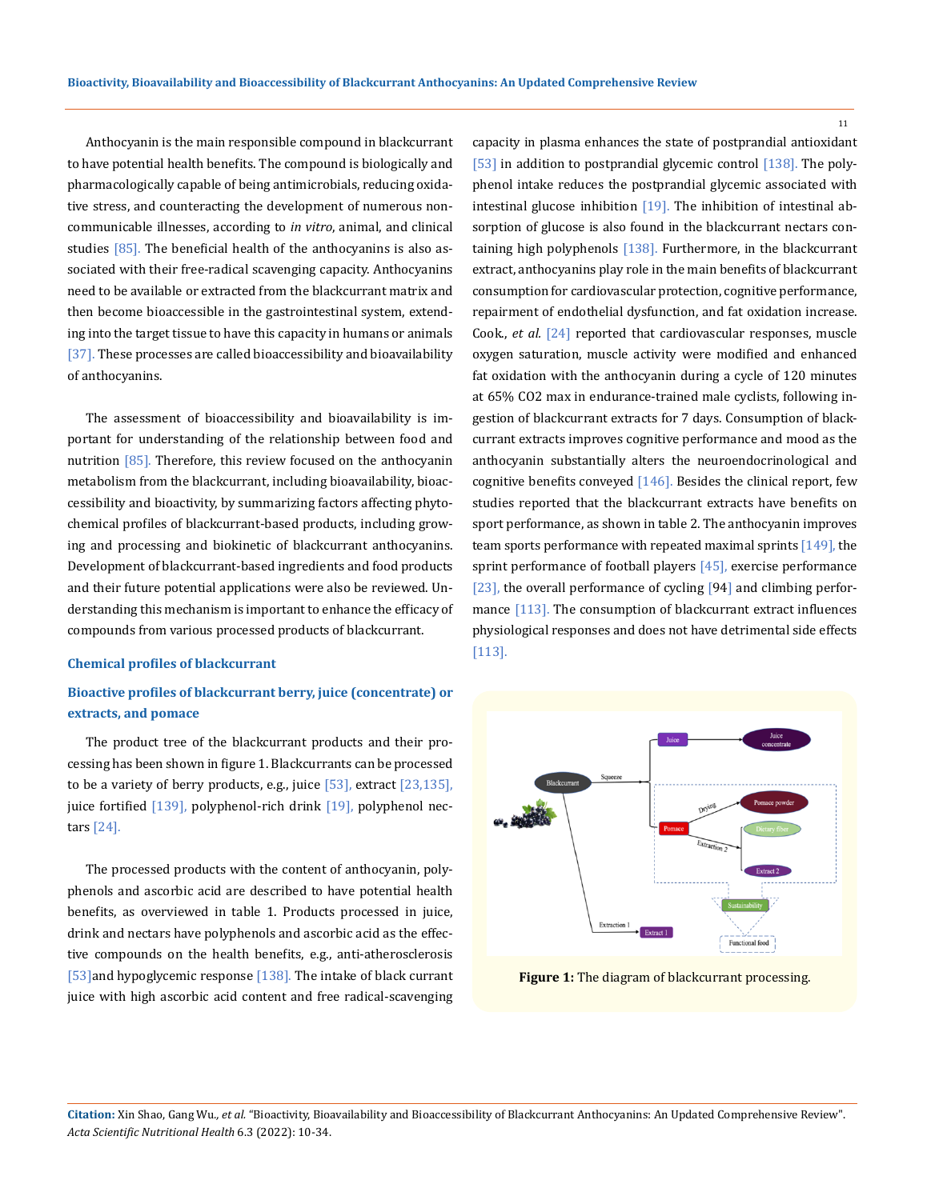Anthocyanin is the main responsible compound in blackcurrant to have potential health benefits. The compound is biologically and pharmacologically capable of being antimicrobials, reducing oxidative stress, and counteracting the development of numerous non-communicable illnesses, according to *in vitro*, animal, and clinical studies [85]. The beneficial health of the anthocyanins is also associated with their free-radical scavenging capacity. Anthocyanins need to be available or extracted from the blackcurrant matrix and then become bioaccessible in the gastrointestinal system, extending into the target tissue to have this capacity in humans or animals [37]. These processes are called bioaccessibility and bioavailability of anthocyanins.

The assessment of bioaccessibility and bioavailability is important for understanding of the relationship between food and nutrition [85]. Therefore, this review focused on the anthocyanin metabolism from the blackcurrant, including bioavailability, bioaccessibility and bioactivity, by summarizing factors affecting phytochemical profiles of blackcurrant-based products, including growing and processing and biokinetic of blackcurrant anthocyanins. Development of blackcurrant-based ingredients and food products and their future potential applications were also be reviewed. Understanding this mechanism is important to enhance the efficacy of compounds from various processed products of blackcurrant.

## Chemical profiles of blackcurrant

### Bioactive profiles of blackcurrant berry, juice (concentrate) or extracts, and pomace

The product tree of the blackcurrant products and their processing has been shown in figure 1. Blackcurrants can be processed to be a variety of berry products, e.g., juice [53], extract [23,135], juice fortified [139], polyphenol-rich drink [19], polyphenol nectars [24].

The processed products with the content of anthocyanin, polyphenols and ascorbic acid are described to have potential health benefits, as overviewed in table 1. Products processed in juice, drink and nectars have polyphenols and ascorbic acid as the effective compounds on the health benefits, e.g., anti-atherosclerosis [53]and hypoglycemic response [138]. The intake of black currant juice with high ascorbic acid content and free radical-scavenging capacity in plasma enhances the state of postprandial antioxidant [53] in addition to postprandial glycemic control [138]. The polyphenol intake reduces the postprandial glycemic associated with intestinal glucose inhibition [19]. The inhibition of intestinal absorption of glucose is also found in the blackcurrant nectars containing high polyphenols [138]. Furthermore, in the blackcurrant extract, anthocyanins play role in the main benefits of blackcurrant consumption for cardiovascular protection, cognitive performance, repairment of endothelial dysfunction, and fat oxidation increase. Cook., *et al.* [24] reported that cardiovascular responses, muscle oxygen saturation, muscle activity were modified and enhanced fat oxidation with the anthocyanin during a cycle of 120 minutes at 65% $CO_2$ max in endurance-trained male cyclists, following ingestion of blackcurrant extracts for 7 days. Consumption of blackcurrant extracts improves cognitive performance and mood as the anthocyanin substantially alters the neuroendocrinological and cognitive benefits conveyed [146]. Besides the clinical report, few studies reported that the blackcurrant extracts have benefits on sport performance, as shown in table 2. The anthocyanin improves team sports performance with repeated maximal sprints [149], the sprint performance of football players [45], exercise performance [23], the overall performance of cycling [94] and climbing performance [113]. The consumption of blackcurrant extract influences physiological responses and does not have detrimental side effects [113].

**Figure 1:** The diagram of blackcurrant processing.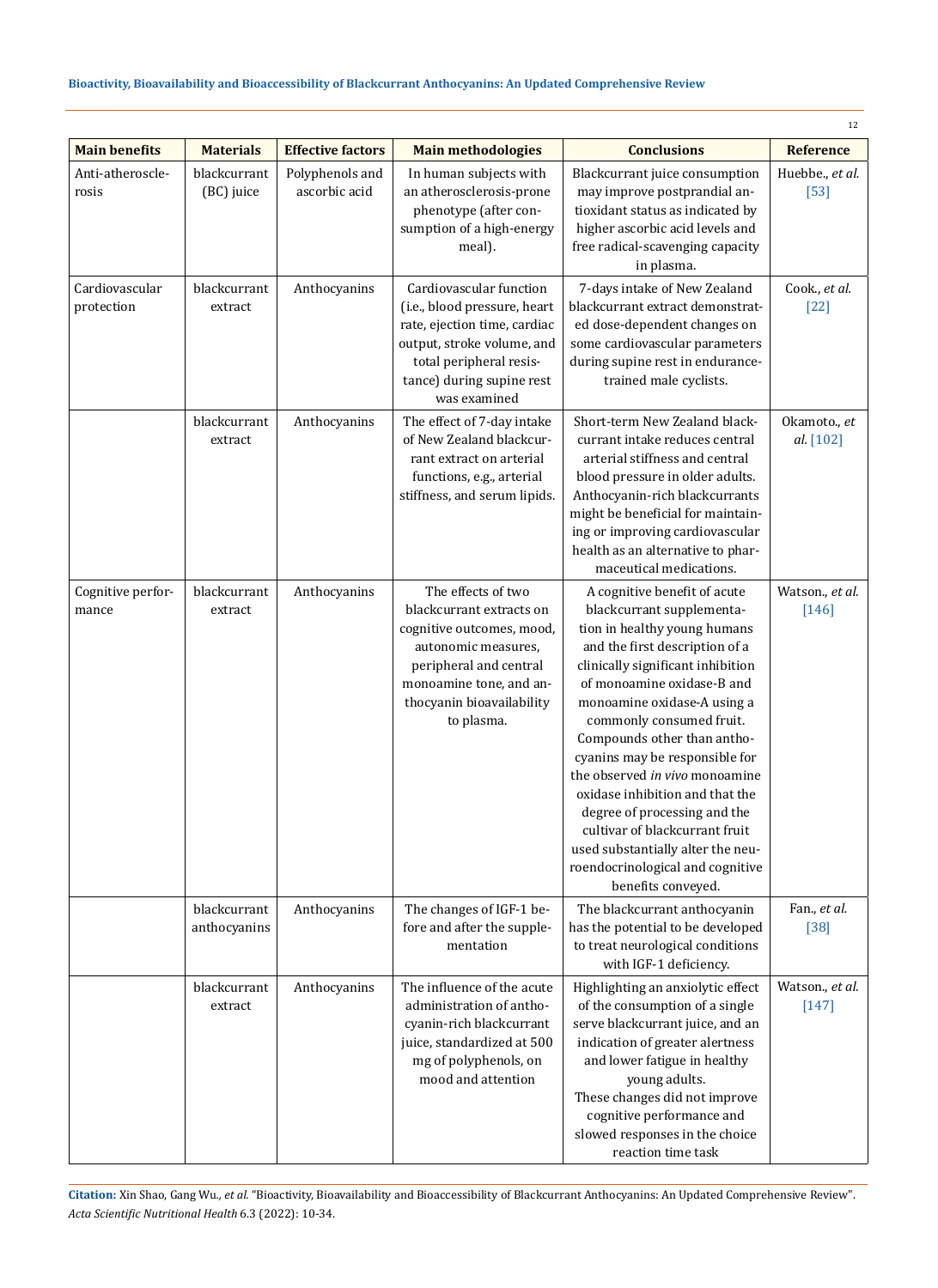| Main benefits | Materials | Effective factors | Main methodologies | Conclusions | Reference |
|---|---|---|---|---|---|
| Anti-atherosclerosis | blackcurrant (BC) juice | Polyphenols and ascorbic acid | In human subjects with an atherosclerosis-prone phenotype (after consumption of a high-energy meal). | Blackcurrant juice consumption may improve postprandial antioxidant status as indicated by higher ascorbic acid levels and free radical-scavenging capacity in plasma. | Huebbe., *et al.* [53] |
| Cardiovascular protection | blackcurrant extract | Anthocyanins | Cardiovascular function (i.e., blood pressure, heart rate, ejection time, cardiac output, stroke volume, and total peripheral resistance) during supine rest was examined | 7-days intake of New Zealand blackcurrant extract demonstrated dose-dependent changes on some cardiovascular parameters during supine rest in endurance-trained male cyclists. | Cook., *et al.* [22] |
| | blackcurrant extract | Anthocyanins | The effect of 7-day intake of New Zealand blackcurrant extract on arterial functions, e.g., arterial stiffness, and serum lipids. | Short-term New Zealand blackcurrant intake reduces central arterial stiffness and central blood pressure in older adults. Anthocyanin-rich blackcurrants might be beneficial for maintaining or improving cardiovascular health as an alternative to pharmaceutical medications. | Okamoto., *et al.* [102] |
| Cognitive performance | blackcurrant extract | Anthocyanins | The effects of two blackcurrant extracts on cognitive outcomes, mood, autonomic measures, peripheral and central monoamine tone, and anthocyanin bioavailability to plasma. | A cognitive benefit of acute blackcurrant supplementation in healthy young humans and the first description of a clinically significant inhibition of monoamine oxidase-B and monoamine oxidase-A using a commonly consumed fruit. Compounds other than anthocyanins may be responsible for the observed *in vivo* monoamine oxidase inhibition and that the degree of processing and the cultivar of blackcurrant fruit used substantially alter the neuroendocrinological and cognitive benefits conveyed. | Watson., *et al.* [146] |
| | blackcurrant anthocyanins | Anthocyanins | The changes of IGF-1 before and after the supplementation | The blackcurrant anthocyanin has the potential to be developed to treat neurological conditions with IGF-1 deficiency. | Fan., *et al.* [38] |
| | blackcurrant extract | Anthocyanins | The influence of the acute administration of anthocyanin-rich blackcurrant juice, standardized at 500 mg of polyphenols, on mood and attention | Highlighting an anxiolytic effect of the consumption of a single serve blackcurrant juice, and an indication of greater alertness and lower fatigue in healthy young adults. These changes did not improve cognitive performance and slowed responses in the choice reaction time task | Watson., *et al.* [147] |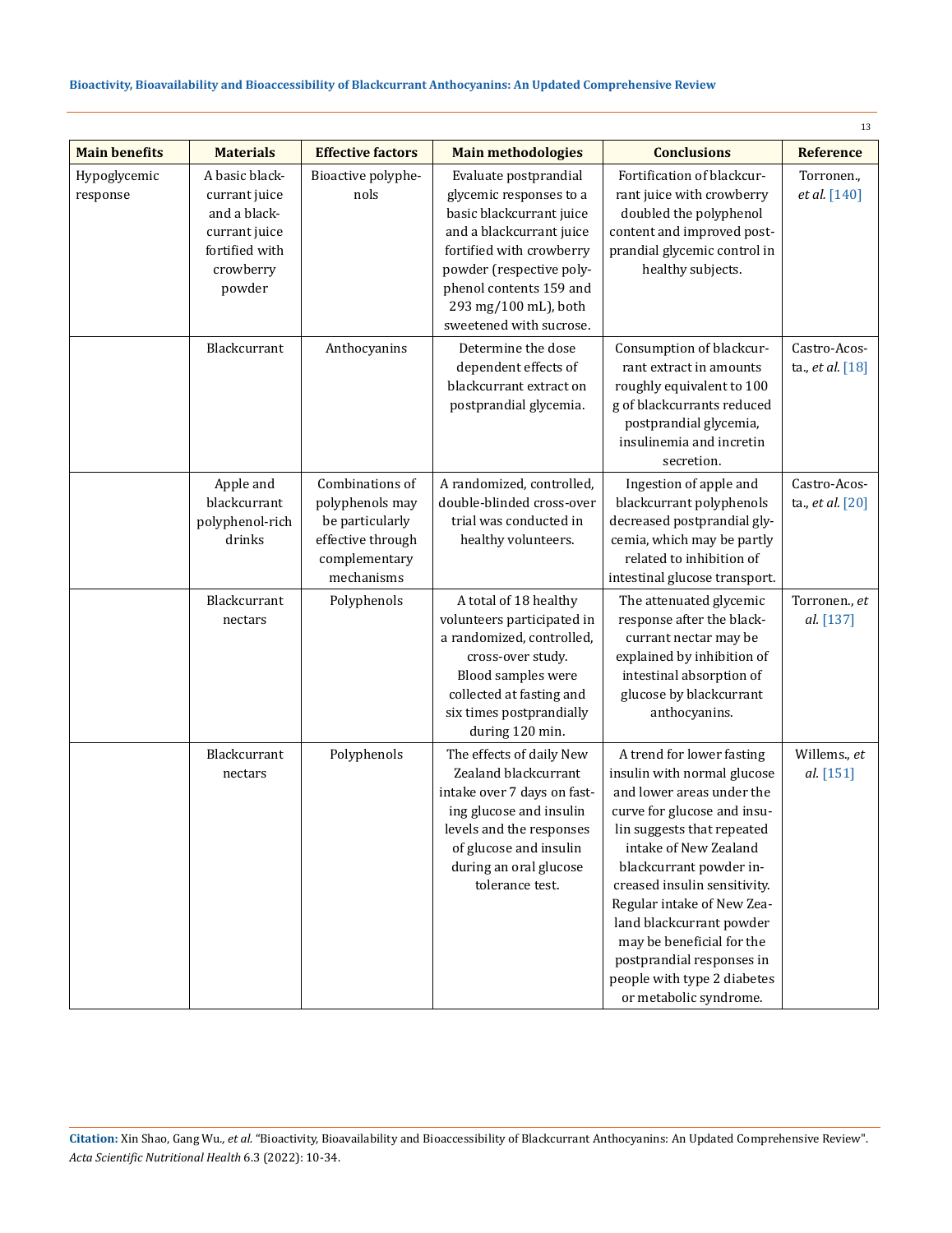| Main benefits | Materials | Effective factors | Main methodologies | Conclusions | Reference |
|---|---|---|---|---|---|
| Hypoglycemic response | A basic blackcurrant juice and a blackcurrant juice fortified with crowberry powder | Bioactive polyphenols | Evaluate postprandial glycemic responses to a basic blackcurrant juice and a blackcurrant juice fortified with crowberry powder (respective polyphenol contents 159 and 293 mg/100 mL), both sweetened with sucrose. | Fortification of blackcurrant juice with crowberry doubled the polyphenol content and improved postprandial glycemic control in healthy subjects. | Torronen., *et al.* [140] |
| | Blackcurrant | Anthocyanins | Determine the dose dependent effects of blackcurrant extract on postprandial glycemia. | Consumption of blackcurrant extract in amounts roughly equivalent to 100 g of blackcurrants reduced postprandial glycemia, insulinemia and incretin secretion. | Castro-Acosta., *et al.* [18] |
| | Apple and blackcurrant polyphenol-rich drinks | Combinations of polyphenols may be particularly effective through complementary mechanisms | A randomized, controlled, double-blinded cross-over trial was conducted in healthy volunteers. | Ingestion of apple and blackcurrant polyphenols decreased postprandial glycemia, which may be partly related to inhibition of intestinal glucose transport. | Castro-Acosta., *et al.* [20] |
| | Blackcurrant nectars | Polyphenols | A total of 18 healthy volunteers participated in a randomized, controlled, cross-over study. Blood samples were collected at fasting and six times postprandially during 120 min. | The attenuated glycemic response after the blackcurrant nectar may be explained by inhibition of intestinal absorption of glucose by blackcurrant anthocyanins. | Torronen., *et al.* [137] |
| | Blackcurrant nectars | Polyphenols | The effects of daily New Zealand blackcurrant intake over 7 days on fasting glucose and insulin levels and the responses of glucose and insulin during an oral glucose tolerance test. | A trend for lower fasting insulin with normal glucose and lower areas under the curve for glucose and insulin suggests that repeated intake of New Zealand blackcurrant powder increased insulin sensitivity. Regular intake of New Zealand blackcurrant powder may be beneficial for the postprandial responses in people with type 2 diabetes or metabolic syndrome. | Willems., *et al.* [151] |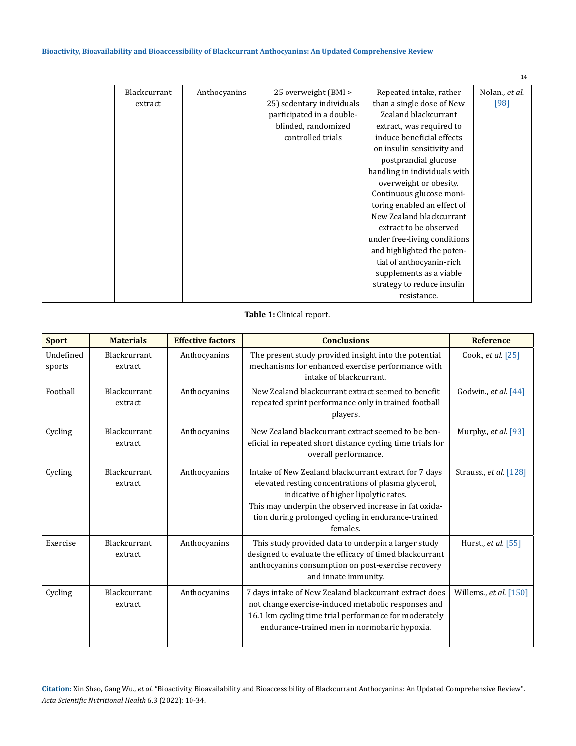| | Blackcurrant extract | Anthocyanins | 25 overweight (BMI > 25) sedentary individuals participated in a double-blinded, randomized controlled trials | Repeated intake, rather than a single dose of New Zealand blackcurrant extract, was required to induce beneficial effects on insulin sensitivity and postprandial glucose handling in individuals with overweight or obesity. Continuous glucose monitoring enabled an effect of New Zealand blackcurrant extract to be observed under free-living conditions and highlighted the potential of anthocyanin-rich supplements as a viable strategy to reduce insulin resistance. | Nolan., *et al.* [98] |
|---|---|---|---|---|---|

**Table 1:** Clinical report.

| Sport | Materials | Effective factors | Conclusions | Reference |
|---|---|---|---|---|
| Undefined sports | Blackcurrant extract | Anthocyanins | The present study provided insight into the potential mechanisms for enhanced exercise performance with intake of blackcurrant. | Cook., *et al.* [25] |
| Football | Blackcurrant extract | Anthocyanins | New Zealand blackcurrant extract seemed to benefit repeated sprint performance only in trained football players. | Godwin., *et al.* [44] |
| Cycling | Blackcurrant extract | Anthocyanins | New Zealand blackcurrant extract seemed to be beneficial in repeated short distance cycling time trials for overall performance. | Murphy., *et al.* [93] |
| Cycling | Blackcurrant extract | Anthocyanins | Intake of New Zealand blackcurrant extract for 7 days elevated resting concentrations of plasma glycerol, indicative of higher lipolytic rates. This may underpin the observed increase in fat oxidation during prolonged cycling in endurance-trained females. | Strauss., *et al.* [128] |
| Exercise | Blackcurrant extract | Anthocyanins | This study provided data to underpin a larger study designed to evaluate the efficacy of timed blackcurrant anthocyanins consumption on post-exercise recovery and innate immunity. | Hurst., *et al.* [55] |
| Cycling | Blackcurrant extract | Anthocyanins | 7 days intake of New Zealand blackcurrant extract does not change exercise-induced metabolic responses and 16.1 km cycling time trial performance for moderately endurance-trained men in normobaric hypoxia. | Willems., *et al.* [150] |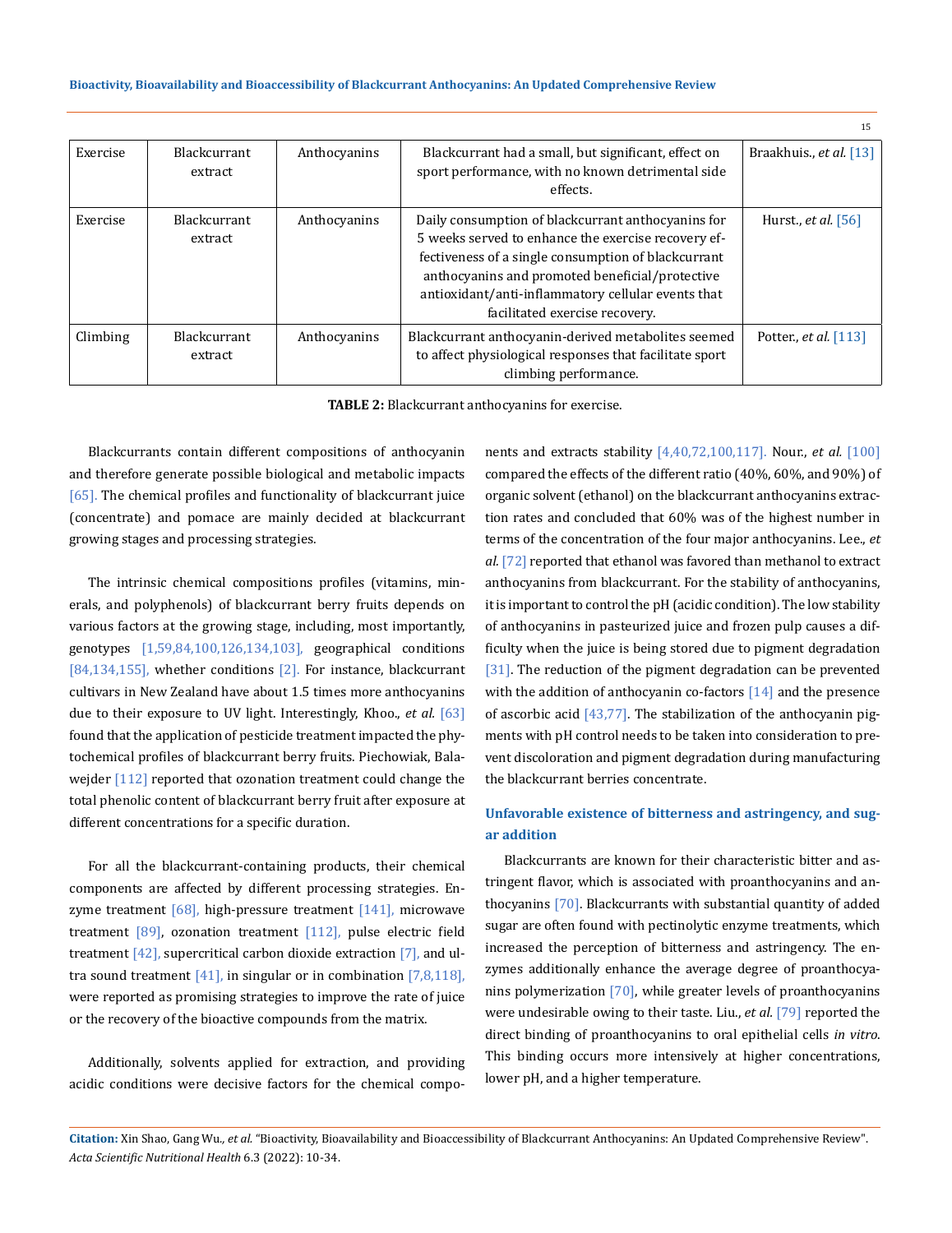| Exercise | Blackcurrant extract | Anthocyanins | Blackcurrant had a small, but significant, effect on sport performance, with no known detrimental side effects. | Braakhuis., *et al.* [13] |
|---|---|---|---|---|
| Exercise | Blackcurrant extract | Anthocyanins | Daily consumption of blackcurrant anthocyanins for 5 weeks served to enhance the exercise recovery effectiveness of a single consumption of blackcurrant anthocyanins and promoted beneficial/protective antioxidant/anti-inflammatory cellular events that facilitated exercise recovery. | Hurst., *et al.* [56] |
| Climbing | Blackcurrant extract | Anthocyanins | Blackcurrant anthocyanin-derived metabolites seemed to affect physiological responses that facilitate sport climbing performance. | Potter., *et al.* [113] |

**TABLE 2:** Blackcurrant anthocyanins for exercise.

Blackcurrants contain different compositions of anthocyanin and therefore generate possible biological and metabolic impacts [65]. The chemical profiles and functionality of blackcurrant juice (concentrate) and pomace are mainly decided at blackcurrant growing stages and processing strategies.

The intrinsic chemical compositions profiles (vitamins, minerals, and polyphenols) of blackcurrant berry fruits depends on various factors at the growing stage, including, most importantly, genotypes [1,59,84,100,126,134,103], geographical conditions [84,134,155], whether conditions [2]. For instance, blackcurrant cultivars in New Zealand have about 1.5 times more anthocyanins due to their exposure to UV light. Interestingly, Khoo., *et al.* [63] found that the application of pesticide treatment impacted the phytochemical profiles of blackcurrant berry fruits. Piechowiak, Balawejder [112] reported that ozonation treatment could change the total phenolic content of blackcurrant berry fruit after exposure at different concentrations for a specific duration.

For all the blackcurrant-containing products, their chemical components are affected by different processing strategies. Enzyme treatment [68], high-pressure treatment [141], microwave treatment [89], ozonation treatment [112], pulse electric field treatment [42], supercritical carbon dioxide extraction [7], and ultra sound treatment [41], in singular or in combination [7,8,118], were reported as promising strategies to improve the rate of juice or the recovery of the bioactive compounds from the matrix.

Additionally, solvents applied for extraction, and providing acidic conditions were decisive factors for the chemical components and extracts stability [4,40,72,100,117]. Nour., *et al.* [100] compared the effects of the different ratio (40%, 60%, and 90%) of organic solvent (ethanol) on the blackcurrant anthocyanins extraction rates and concluded that 60% was of the highest number in terms of the concentration of the four major anthocyanins. Lee., *et al.* [72] reported that ethanol was favored than methanol to extract anthocyanins from blackcurrant. For the stability of anthocyanins, it is important to control the pH (acidic condition). The low stability of anthocyanins in pasteurized juice and frozen pulp causes a difficulty when the juice is being stored due to pigment degradation [31]. The reduction of the pigment degradation can be prevented with the addition of anthocyanin co-factors [14] and the presence of ascorbic acid [43,77]. The stabilization of the anthocyanin pigments with pH control needs to be taken into consideration to prevent discoloration and pigment degradation during manufacturing the blackcurrant berries concentrate.

### Unfavorable existence of bitterness and astringency, and sugar addition

Blackcurrants are known for their characteristic bitter and astringent flavor, which is associated with proanthocyanins and anthocyanins [70]. Blackcurrants with substantial quantity of added sugar are often found with pectinolytic enzyme treatments, which increased the perception of bitterness and astringency. The enzymes additionally enhance the average degree of proanthocyanins polymerization [70], while greater levels of proanthocyanins were undesirable owing to their taste. Liu., *et al.* [79] reported the direct binding of proanthocyanins to oral epithelial cells *in vitro*. This binding occurs more intensively at higher concentrations, lower pH, and a higher temperature.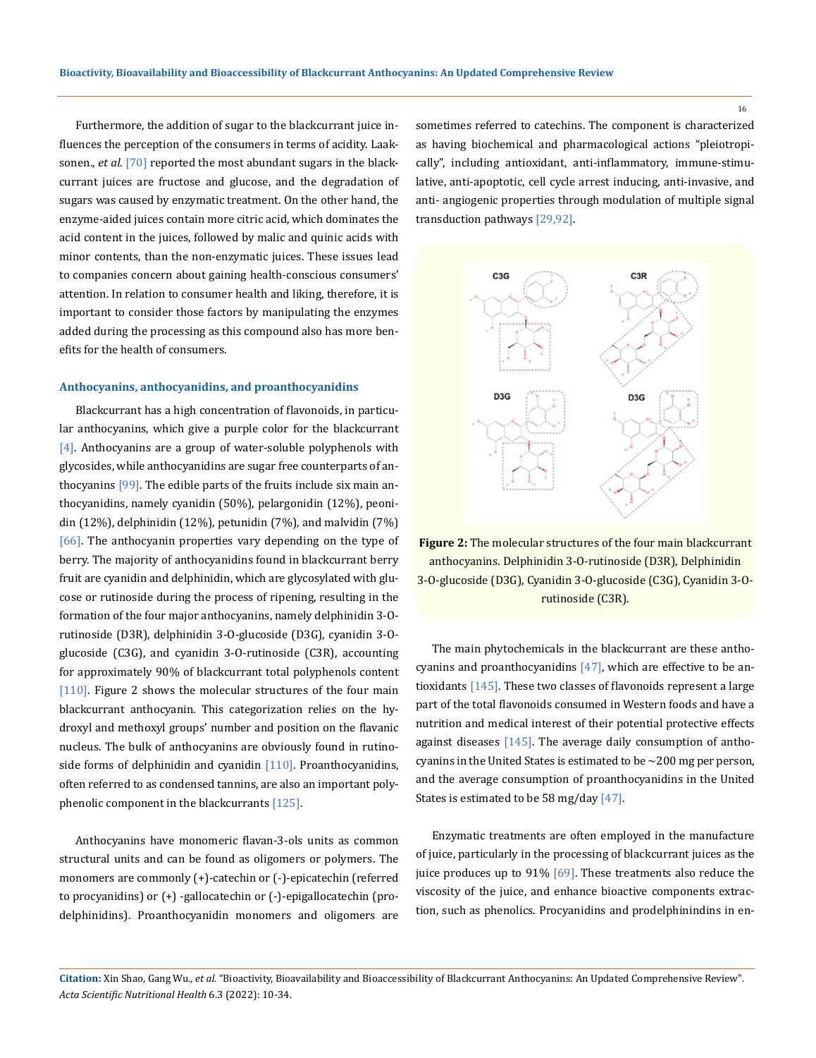Furthermore, the addition of sugar to the blackcurrant juice influences the perception of the consumers in terms of acidity. Laaksonen., *et al.* [70] reported the most abundant sugars in the blackcurrant juices are fructose and glucose, and the degradation of sugars was caused by enzymatic treatment. On the other hand, the enzyme-aided juices contain more citric acid, which dominates the acid content in the juices, followed by malic and quinic acids with minor contents, than the non-enzymatic juices. These issues lead to companies concern about gaining health-conscious consumers' attention. In relation to consumer health and liking, therefore, it is important to consider those factors by manipulating the enzymes added during the processing as this compound also has more benefits for the health of consumers.

### Anthocyanins, anthocyanidins, and proanthocyanidins

Blackcurrant has a high concentration of flavonoids, in particular anthocyanins, which give a purple color for the blackcurrant [4]. Anthocyanins are a group of water-soluble polyphenols with glycosides, while anthocyanidins are sugar free counterparts of anthocyanins [99]. The edible parts of the fruits include six main anthocyanidins, namely cyanidin (50%), pelargonidin (12%), peonidin (12%), delphinidin (12%), petunidin (7%), and malvidin (7%) [66]. The anthocyanin properties vary depending on the type of berry. The majority of anthocyanidins found in blackcurrant berry fruit are cyanidin and delphinidin, which are glycosylated with glucose or rutinoside during the process of ripening, resulting in the formation of the four major anthocyanins, namely delphinidin 3-O-rutinoside (D3R), delphinidin 3-O-glucoside (D3G), cyanidin 3-O-glucoside (C3G), and cyanidin 3-O-rutinoside (C3R), accounting for approximately 90% of blackcurrant total polyphenols content [110]. Figure 2 shows the molecular structures of the four main blackcurrant anthocyanin. This categorization relies on the hydroxyl and methoxyl groups' number and position on the flavanic nucleus. The bulk of anthocyanins are obviously found in rutinoside forms of delphinidin and cyanidin [110]. Proanthocyanidins, often referred to as condensed tannins, are also an important polyphenolic component in the blackcurrants [125].

Anthocyanins have monomeric flavan-3-ols units as common structural units and can be found as oligomers or polymers. The monomers are commonly (+)-catechin or (-)-epicatechin (referred to procyanidins) or (+) -gallocatechin or (-)-epigallocatechin (prodelphinidins). Proanthocyanidin monomers and oligomers are sometimes referred to catechins. The component is characterized as having biochemical and pharmacological actions "pleiotropically", including antioxidant, anti-inflammatory, immune-stimulative, anti-apoptotic, cell cycle arrest inducing, anti-invasive, and anti- angiogenic properties through modulation of multiple signal transduction pathways [29,92].

**Figure 2:** The molecular structures of the four main blackcurrant anthocyanins. Delphinidin 3-O-rutinoside (D3R), Delphinidin 3-O-glucoside (D3G), Cyanidin 3-O-glucoside (C3G), Cyanidin 3-O-rutinoside (C3R).

The main phytochemicals in the blackcurrant are these anthocyanins and proanthocyanidins [47], which are effective to be antioxidants [145]. These two classes of flavonoids represent a large part of the total flavonoids consumed in Western foods and have a nutrition and medical interest of their potential protective effects against diseases [145]. The average daily consumption of anthocyanins in the United States is estimated to be ~200 mg per person, and the average consumption of proanthocyanidins in the United States is estimated to be 58 mg/day [47].

Enzymatic treatments are often employed in the manufacture of juice, particularly in the processing of blackcurrant juices as the juice produces up to 91% [69]. These treatments also reduce the viscosity of the juice, and enhance bioactive components extraction, such as phenolics. Procyanidins and prodelphinindins in en-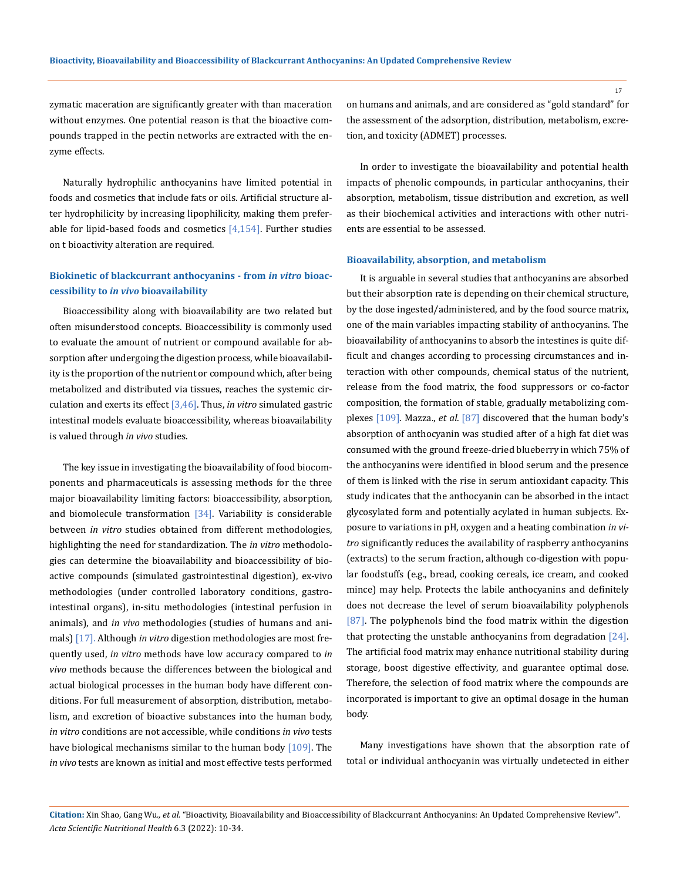zymatic maceration are significantly greater with than maceration without enzymes. One potential reason is that the bioactive compounds trapped in the pectin networks are extracted with the enzyme effects.

Naturally hydrophilic anthocyanins have limited potential in foods and cosmetics that include fats or oils. Artificial structure alter hydrophilicity by increasing lipophilicity, making them preferable for lipid-based foods and cosmetics [4,154]. Further studies on t bioactivity alteration are required.

### Biokinetic of blackcurrant anthocyanins - from *in vitro* bioaccessibility to *in vivo* bioavailability

Bioaccessibility along with bioavailability are two related but often misunderstood concepts. Bioaccessibility is commonly used to evaluate the amount of nutrient or compound available for absorption after undergoing the digestion process, while bioavailability is the proportion of the nutrient or compound which, after being metabolized and distributed via tissues, reaches the systemic circulation and exerts its effect [3,46]. Thus, *in vitro* simulated gastric intestinal models evaluate bioaccessibility, whereas bioavailability is valued through *in vivo* studies.

The key issue in investigating the bioavailability of food biocomponents and pharmaceuticals is assessing methods for the three major bioavailability limiting factors: bioaccessibility, absorption, and biomolecule transformation [34]. Variability is considerable between *in vitro* studies obtained from different methodologies, highlighting the need for standardization. The *in vitro* methodologies can determine the bioavailability and bioaccessibility of bioactive compounds (simulated gastrointestinal digestion), ex-vivo methodologies (under controlled laboratory conditions, gastrointestinal organs), in-situ methodologies (intestinal perfusion in animals), and *in vivo* methodologies (studies of humans and animals) [17]. Although *in vitro* digestion methodologies are most frequently used, *in vitro* methods have low accuracy compared to *in vivo* methods because the differences between the biological and actual biological processes in the human body have different conditions. For full measurement of absorption, distribution, metabolism, and excretion of bioactive substances into the human body, *in vitro* conditions are not accessible, while conditions *in vivo* tests have biological mechanisms similar to the human body [109]. The *in vivo* tests are known as initial and most effective tests performed on humans and animals, and are considered as "gold standard" for the assessment of the adsorption, distribution, metabolism, excretion, and toxicity (ADMET) processes.

In order to investigate the bioavailability and potential health impacts of phenolic compounds, in particular anthocyanins, their absorption, metabolism, tissue distribution and excretion, as well as their biochemical activities and interactions with other nutrients are essential to be assessed.

#### Bioavailability, absorption, and metabolism

It is arguable in several studies that anthocyanins are absorbed but their absorption rate is depending on their chemical structure, by the dose ingested/administered, and by the food source matrix, one of the main variables impacting stability of anthocyanins. The bioavailability of anthocyanins to absorb the intestines is quite difficult and changes according to processing circumstances and interaction with other compounds, chemical status of the nutrient, release from the food matrix, the food suppressors or co-factor composition, the formation of stable, gradually metabolizing complexes [109]. Mazza., *et al.* [87] discovered that the human body's absorption of anthocyanin was studied after of a high fat diet was consumed with the ground freeze-dried blueberry in which 75% of the anthocyanins were identified in blood serum and the presence of them is linked with the rise in serum antioxidant capacity. This study indicates that the anthocyanin can be absorbed in the intact glycosylated form and potentially acylated in human subjects. Exposure to variations in pH, oxygen and a heating combination *in vitro* significantly reduces the availability of raspberry anthocyanins (extracts) to the serum fraction, although co-digestion with popular foodstuffs (e.g., bread, cooking cereals, ice cream, and cooked mince) may help. Protects the labile anthocyanins and definitely does not decrease the level of serum bioavailability polyphenols [87]. The polyphenols bind the food matrix within the digestion that protecting the unstable anthocyanins from degradation [24]. The artificial food matrix may enhance nutritional stability during storage, boost digestive effectivity, and guarantee optimal dose. Therefore, the selection of food matrix where the compounds are incorporated is important to give an optimal dosage in the human body.

Many investigations have shown that the absorption rate of total or individual anthocyanin was virtually undetected in either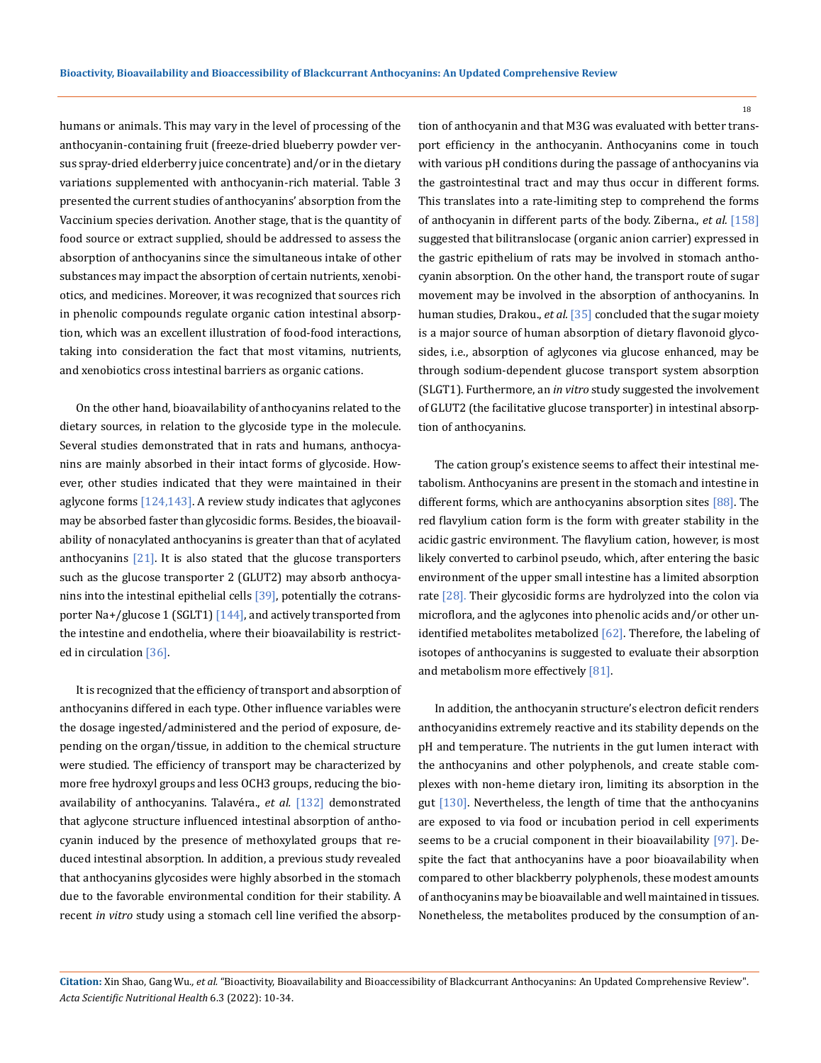humans or animals. This may vary in the level of processing of the anthocyanin-containing fruit (freeze-dried blueberry powder versus spray-dried elderberry juice concentrate) and/or in the dietary variations supplemented with anthocyanin-rich material. Table 3 presented the current studies of anthocyanins' absorption from the Vaccinium species derivation. Another stage, that is the quantity of food source or extract supplied, should be addressed to assess the absorption of anthocyanins since the simultaneous intake of other substances may impact the absorption of certain nutrients, xenobiotics, and medicines. Moreover, it was recognized that sources rich in phenolic compounds regulate organic cation intestinal absorption, which was an excellent illustration of food-food interactions, taking into consideration the fact that most vitamins, nutrients, and xenobiotics cross intestinal barriers as organic cations.

On the other hand, bioavailability of anthocyanins related to the dietary sources, in relation to the glycoside type in the molecule. Several studies demonstrated that in rats and humans, anthocyanins are mainly absorbed in their intact forms of glycoside. However, other studies indicated that they were maintained in their aglycone forms [124,143]. A review study indicates that aglycones may be absorbed faster than glycosidic forms. Besides, the bioavailability of nonacylated anthocyanins is greater than that of acylated anthocyanins [21]. It is also stated that the glucose transporters such as the glucose transporter 2 (GLUT2) may absorb anthocyanins into the intestinal epithelial cells [39], potentially the cotransporter Na+/glucose 1 (SGLT1) [144], and actively transported from the intestine and endothelia, where their bioavailability is restricted in circulation [36].

It is recognized that the efficiency of transport and absorption of anthocyanins differed in each type. Other influence variables were the dosage ingested/administered and the period of exposure, depending on the organ/tissue, in addition to the chemical structure were studied. The efficiency of transport may be characterized by more free hydroxyl groups and less $OCH_3$ groups, reducing the bioavailability of anthocyanins. Talavéra., *et al.* [132] demonstrated that aglycone structure influenced intestinal absorption of anthocyanin induced by the presence of methoxylated groups that reduced intestinal absorption. In addition, a previous study revealed that anthocyanins glycosides were highly absorbed in the stomach due to the favorable environmental condition for their stability. A recent *in vitro* study using a stomach cell line verified the absorption of anthocyanin and that M3G was evaluated with better transport efficiency in the anthocyanin. Anthocyanins come in touch with various pH conditions during the passage of anthocyanins via the gastrointestinal tract and may thus occur in different forms. This translates into a rate-limiting step to comprehend the forms of anthocyanin in different parts of the body. Ziberna., *et al.* [158] suggested that bilitranslocase (organic anion carrier) expressed in the gastric epithelium of rats may be involved in stomach anthocyanin absorption. On the other hand, the transport route of sugar movement may be involved in the absorption of anthocyanins. In human studies, Drakou., *et al.* [35] concluded that the sugar moiety is a major source of human absorption of dietary flavonoid glycosides, i.e., absorption of aglycones via glucose enhanced, may be through sodium-dependent glucose transport system absorption (SLGT1). Furthermore, an *in vitro* study suggested the involvement of GLUT2 (the facilitative glucose transporter) in intestinal absorption of anthocyanins.

The cation group's existence seems to affect their intestinal metabolism. Anthocyanins are present in the stomach and intestine in different forms, which are anthocyanins absorption sites [88]. The red flavylium cation form is the form with greater stability in the acidic gastric environment. The flavylium cation, however, is most likely converted to carbinol pseudo, which, after entering the basic environment of the upper small intestine has a limited absorption rate [28]. Their glycosidic forms are hydrolyzed into the colon via microflora, and the aglycones into phenolic acids and/or other unidentified metabolites metabolized [62]. Therefore, the labeling of isotopes of anthocyanins is suggested to evaluate their absorption and metabolism more effectively [81].

In addition, the anthocyanin structure's electron deficit renders anthocyanidins extremely reactive and its stability depends on the pH and temperature. The nutrients in the gut lumen interact with the anthocyanins and other polyphenols, and create stable complexes with non-heme dietary iron, limiting its absorption in the gut [130]. Nevertheless, the length of time that the anthocyanins are exposed to via food or incubation period in cell experiments seems to be a crucial component in their bioavailability [97]. Despite the fact that anthocyanins have a poor bioavailability when compared to other blackberry polyphenols, these modest amounts of anthocyanins may be bioavailable and well maintained in tissues. Nonetheless, the metabolites produced by the consumption of an-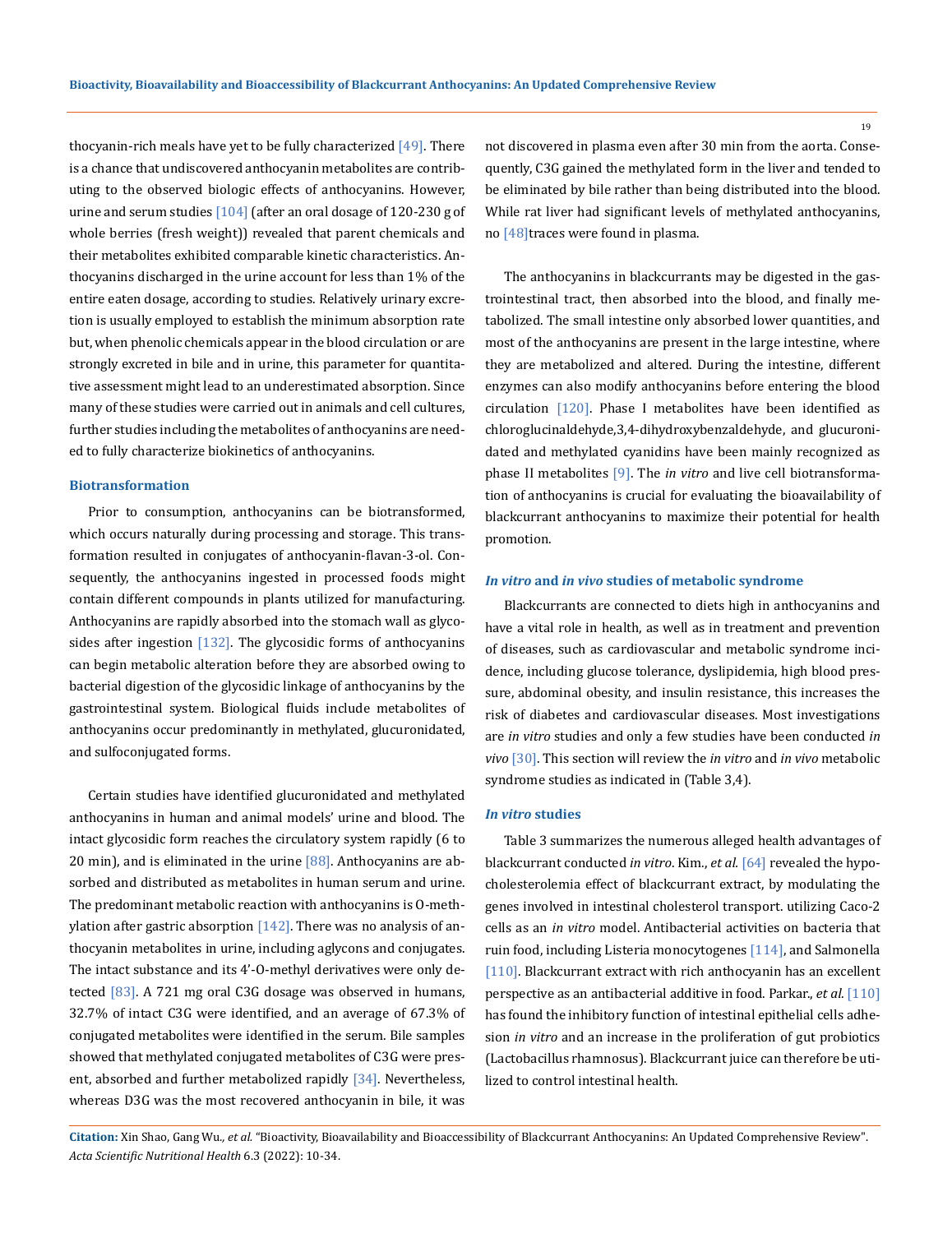thocyanin-rich meals have yet to be fully characterized [49]. There is a chance that undiscovered anthocyanin metabolites are contributing to the observed biologic effects of anthocyanins. However, urine and serum studies [104] (after an oral dosage of 120-230 g of whole berries (fresh weight)) revealed that parent chemicals and their metabolites exhibited comparable kinetic characteristics. Anthocyanins discharged in the urine account for less than 1% of the entire eaten dosage, according to studies. Relatively urinary excretion is usually employed to establish the minimum absorption rate but, when phenolic chemicals appear in the blood circulation or are strongly excreted in bile and in urine, this parameter for quantitative assessment might lead to an underestimated absorption. Since many of these studies were carried out in animals and cell cultures, further studies including the metabolites of anthocyanins are needed to fully characterize biokinetics of anthocyanins.

### Biotransformation

Prior to consumption, anthocyanins can be biotransformed, which occurs naturally during processing and storage. This transformation resulted in conjugates of anthocyanin-flavan-3-ol. Consequently, the anthocyanins ingested in processed foods might contain different compounds in plants utilized for manufacturing. Anthocyanins are rapidly absorbed into the stomach wall as glycosides after ingestion [132]. The glycosidic forms of anthocyanins can begin metabolic alteration before they are absorbed owing to bacterial digestion of the glycosidic linkage of anthocyanins by the gastrointestinal system. Biological fluids include metabolites of anthocyanins occur predominantly in methylated, glucuronidated, and sulfoconjugated forms.

Certain studies have identified glucuronidated and methylated anthocyanins in human and animal models' urine and blood. The intact glycosidic form reaches the circulatory system rapidly (6 to 20 min), and is eliminated in the urine [88]. Anthocyanins are absorbed and distributed as metabolites in human serum and urine. The predominant metabolic reaction with anthocyanins is O-methylation after gastric absorption [142]. There was no analysis of anthocyanin metabolites in urine, including aglycons and conjugates. The intact substance and its 4'-O-methyl derivatives were only detected [83]. A 721 mg oral C3G dosage was observed in humans, 32.7% of intact C3G were identified, and an average of 67.3% of conjugated metabolites were identified in the serum. Bile samples showed that methylated conjugated metabolites of C3G were present, absorbed and further metabolized rapidly [34]. Nevertheless, whereas D3G was the most recovered anthocyanin in bile, it was not discovered in plasma even after 30 min from the aorta. Consequently, C3G gained the methylated form in the liver and tended to be eliminated by bile rather than being distributed into the blood. While rat liver had significant levels of methylated anthocyanins, no [48]traces were found in plasma.

The anthocyanins in blackcurrants may be digested in the gastrointestinal tract, then absorbed into the blood, and finally metabolized. The small intestine only absorbed lower quantities, and most of the anthocyanins are present in the large intestine, where they are metabolized and altered. During the intestine, different enzymes can also modify anthocyanins before entering the blood circulation [120]. Phase I metabolites have been identified as chloroglucinaldehyde,3,4-dihydroxybenzaldehyde, and glucuronidated and methylated cyanidins have been mainly recognized as phase II metabolites [9]. The *in vitro* and live cell biotransformation of anthocyanins is crucial for evaluating the bioavailability of blackcurrant anthocyanins to maximize their potential for health promotion.

### *In vitro* and *in vivo* studies of metabolic syndrome

Blackcurrants are connected to diets high in anthocyanins and have a vital role in health, as well as in treatment and prevention of diseases, such as cardiovascular and metabolic syndrome incidence, including glucose tolerance, dyslipidemia, high blood pressure, abdominal obesity, and insulin resistance, this increases the risk of diabetes and cardiovascular diseases. Most investigations are *in vitro* studies and only a few studies have been conducted *in vivo* [30]. This section will review the *in vitro* and *in vivo* metabolic syndrome studies as indicated in (Table 3,4).

### *In vitro* studies

Table 3 summarizes the numerous alleged health advantages of blackcurrant conducted *in vitro*. Kim., *et al.* [64] revealed the hypocholesterolemia effect of blackcurrant extract, by modulating the genes involved in intestinal cholesterol transport. utilizing Caco-2 cells as an *in vitro* model. Antibacterial activities on bacteria that ruin food, including Listeria monocytogenes [114], and Salmonella [110]. Blackcurrant extract with rich anthocyanin has an excellent perspective as an antibacterial additive in food. Parkar., *et al.* [110] has found the inhibitory function of intestinal epithelial cells adhesion *in vitro* and an increase in the proliferation of gut probiotics (Lactobacillus rhamnosus). Blackcurrant juice can therefore be utilized to control intestinal health.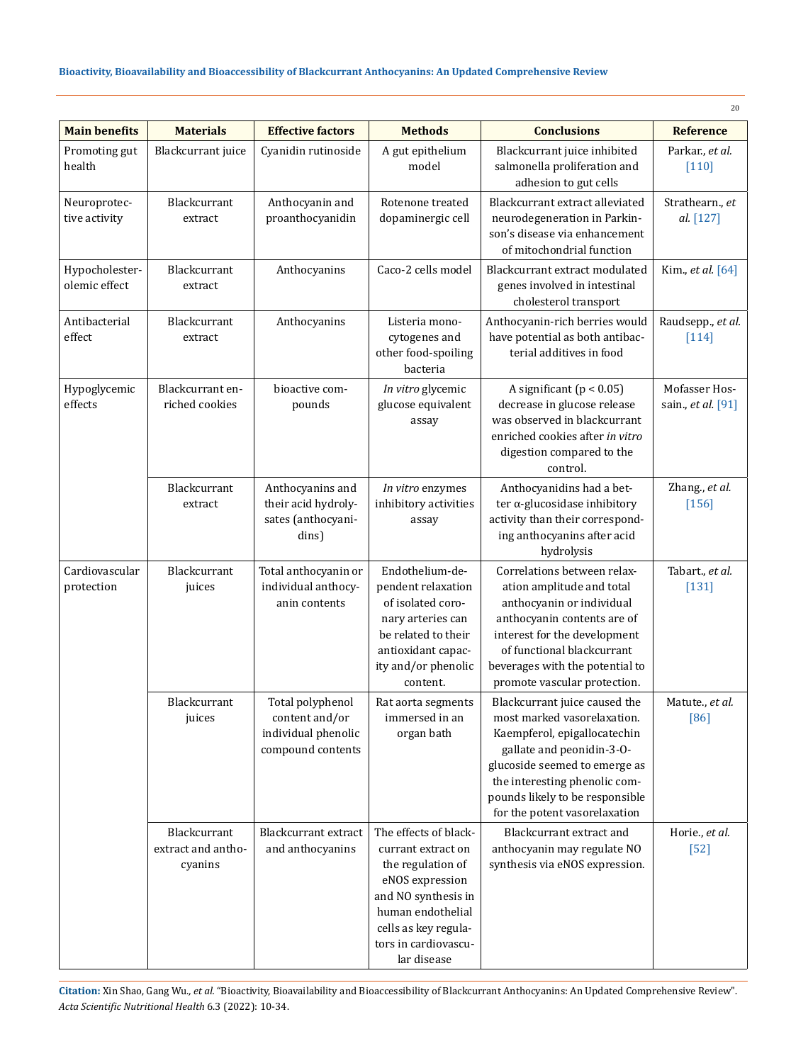| Main benefits | Materials | Effective factors | Methods | Conclusions | Reference |
|---|---|---|---|---|---|
| Promoting gut health | Blackcurrant juice | Cyanidin rutinoside | A gut epithelium model | Blackcurrant juice inhibited salmonella proliferation and adhesion to gut cells | Parkar., *et al.* [110] |
| Neuroprotective activity | Blackcurrant extract | Anthocyanin and proanthocyanidin | Rotenone treated dopaminergic cell | Blackcurrant extract alleviated neurodegeneration in Parkinson's disease via enhancement of mitochondrial function | Strathearn., *et al.* [127] |
| Hypocholesterolemic effect | Blackcurrant extract | Anthocyanins | Caco-2 cells model | Blackcurrant extract modulated genes involved in intestinal cholesterol transport | Kim., *et al.* [64] |
| Antibacterial effect | Blackcurrant extract | Anthocyanins | Listeria monocytogenes and other food-spoiling bacteria | Anthocyanin-rich berries would have potential as both antibacterial additives in food | Raudsepp., *et al.* [114] |
| Hypoglycemic effects | Blackcurrant enriched cookies | bioactive compounds | *In vitro* glycemic glucose equivalent assay | A significant ($p < 0.05$) decrease in glucose release was observed in blackcurrant enriched cookies after *in vitro* digestion compared to the control. | Mofasser Hossain., *et al.* [91] |
| | Blackcurrant extract | Anthocyanins and their acid hydrolysates (anthocyanidins) | *In vitro* enzymes inhibitory activities assay | Anthocyanidins had a better α-glucosidase inhibitory activity than their corresponding anthocyanins after acid hydrolysis | Zhang., *et al.* [156] |
| Cardiovascular protection | Blackcurrant juices | Total anthocyanin or individual anthocyanin contents | Endothelium-dependent relaxation of isolated coronary arteries can be related to their antioxidant capacity and/or phenolic content. | Correlations between relaxation amplitude and total anthocyanin or individual anthocyanin contents are of interest for the development of functional blackcurrant beverages with the potential to promote vascular protection. | Tabart., *et al.* [131] |
| | Blackcurrant juices | Total polyphenol content and/or individual phenolic compound contents | Rat aorta segments immersed in an organ bath | Blackcurrant juice caused the most marked vasorelaxation. Kaempferol, epigallocatechin gallate and peonidin-3-O-glucoside seemed to emerge as the interesting phenolic compounds likely to be responsible for the potent vasorelaxation | Matute., *et al.* [86] |
| | Blackcurrant extract and anthocyanins | Blackcurrant extract and anthocyanins | The effects of blackcurrant extract on the regulation of eNOS expression and NO synthesis in human endothelial cells as key regulators in cardiovascular disease | Blackcurrant extract and anthocyanin may regulate NO synthesis via eNOS expression. | Horie., *et al.* [52] |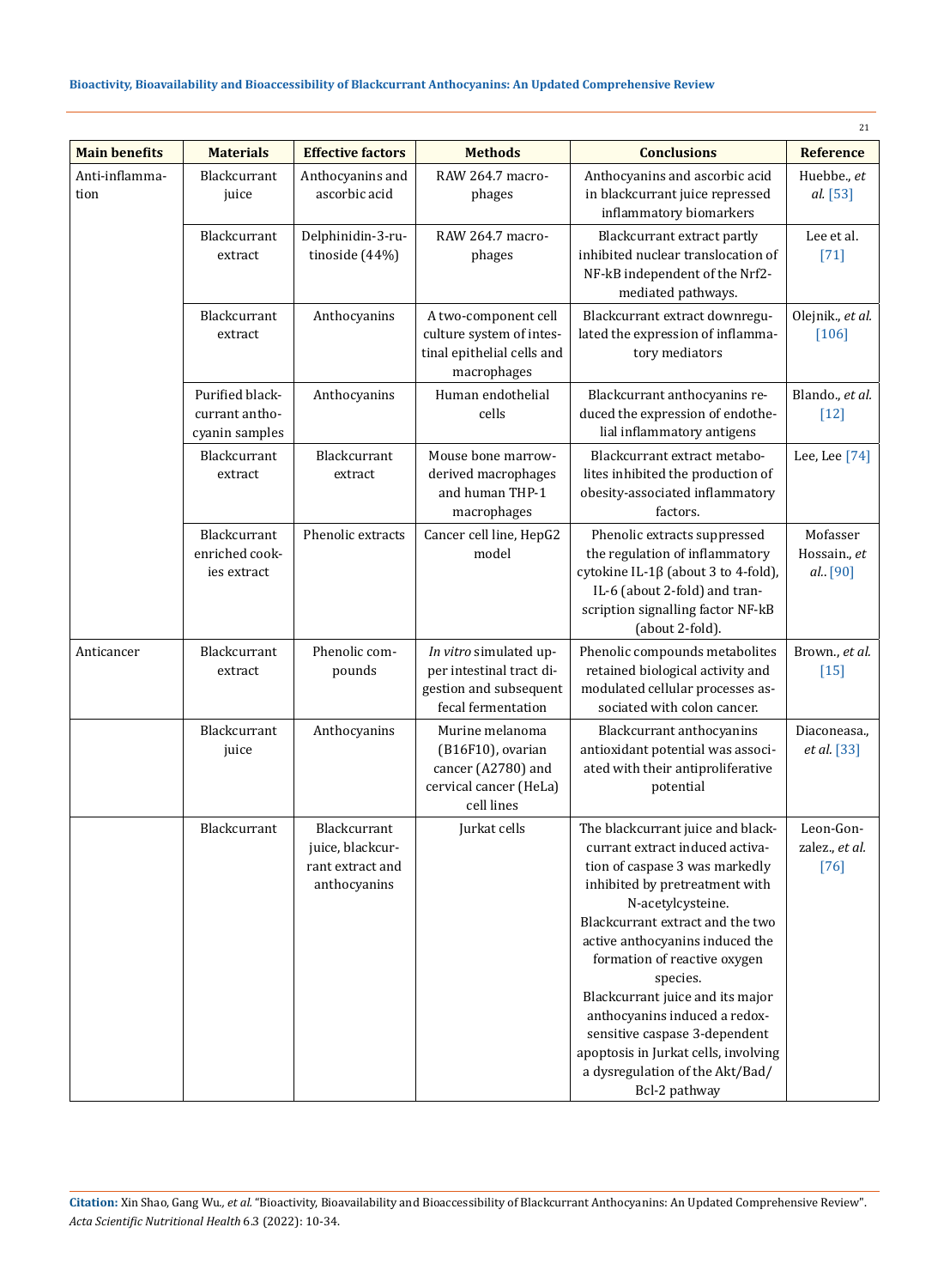| Main benefits | Materials | Effective factors | Methods | Conclusions | Reference |
|---|---|---|---|---|---|
| Anti-inflammation | Blackcurrant juice | Anthocyanins and ascorbic acid | RAW 264.7 macrophages | Anthocyanins and ascorbic acid in blackcurrant juice repressed inflammatory biomarkers | Huebbe., *et al.* [53] |
| | Blackcurrant extract | Delphinidin-3-rutinoside (44%) | RAW 264.7 macrophages | Blackcurrant extract partly inhibited nuclear translocation of NF-kB independent of the Nrf2-mediated pathways. | Lee et al. [71] |
| | Blackcurrant extract | Anthocyanins | A two-component cell culture system of intestinal epithelial cells and macrophages | Blackcurrant extract downregulated the expression of inflammatory mediators | Olejnik., *et al.* [106] |
| | Purified blackcurrant anthocyanin samples | Anthocyanins | Human endothelial cells | Blackcurrant anthocyanins reduced the expression of endothelial inflammatory antigens | Blando., *et al.* [12] |
| | Blackcurrant extract | Blackcurrant extract | Mouse bone marrow-derived macrophages and human THP-1 macrophages | Blackcurrant extract metabolites inhibited the production of obesity-associated inflammatory factors. | Lee, Lee [74] |
| | Blackcurrant enriched cookies extract | Phenolic extracts | Cancer cell line, HepG2 model | Phenolic extracts suppressed the regulation of inflammatory cytokine IL-1β (about 3 to 4-fold), IL-6 (about 2-fold) and transcription signalling factor NF-kB (about 2-fold). | Mofasser Hossain., *et al.*. [90] |
| Anticancer | Blackcurrant extract | Phenolic compounds | *In vitro* simulated upper intestinal tract digestion and subsequent fecal fermentation | Phenolic compounds metabolites retained biological activity and modulated cellular processes associated with colon cancer. | Brown., *et al.* [15] |
| | Blackcurrant juice | Anthocyanins | Murine melanoma (B16F10), ovarian cancer (A2780) and cervical cancer (HeLa) cell lines | Blackcurrant anthocyanins antioxidant potential was associated with their antiproliferative potential | Diaconeasa., *et al.* [33] |
| | Blackcurrant | Blackcurrant juice, blackcurrant extract and anthocyanins | Jurkat cells | The blackcurrant juice and blackcurrant extract induced activation of caspase 3 was markedly inhibited by pretreatment with N-acetylcysteine. Blackcurrant extract and the two active anthocyanins induced the formation of reactive oxygen species. Blackcurrant juice and its major anthocyanins induced a redox-sensitive caspase 3-dependent apoptosis in Jurkat cells, involving a dysregulation of the Akt/Bad/Bcl-2 pathway | Leon-Gonzalez., *et al.* [76] |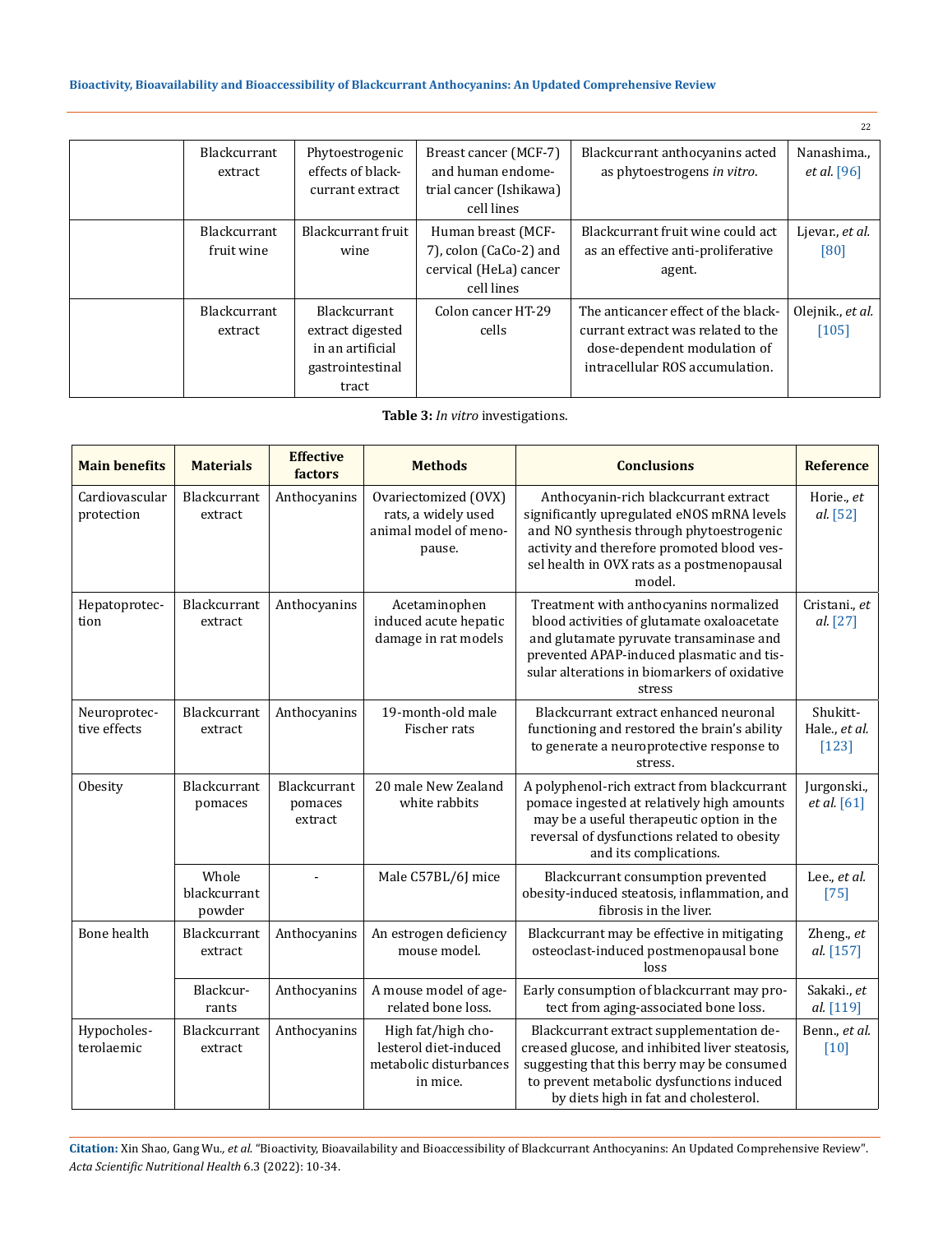| | Blackcurrant extract | Phytoestrogenic effects of blackcurrant extract | Breast cancer (MCF-7) and human endometrial cancer (Ishikawa) cell lines | Blackcurrant anthocyanins acted as phytoestrogens *in vitro*. | Nanashima., *et al.* [96] |
|---|---|---|---|---|---|
| | Blackcurrant fruit wine | Blackcurrant fruit wine | Human breast (MCF-7), colon (CaCo-2) and cervical (HeLa) cancer cell lines | Blackcurrant fruit wine could act as an effective anti-proliferative agent. | Ljevar., *et al.* [80] |
| | Blackcurrant extract | Blackcurrant extract digested in an artificial gastrointestinal tract | Colon cancer HT-29 cells | The anticancer effect of the blackcurrant extract was related to the dose-dependent modulation of intracellular ROS accumulation. | Olejnik., *et al.* [105] |

**Table 3:** *In vitro* investigations.

| Main benefits | Materials | Effective factors | Methods | Conclusions | Reference |
|---|---|---|---|---|---|
| Cardiovascular protection | Blackcurrant extract | Anthocyanins | Ovariectomized (OVX) rats, a widely used animal model of menopause. | Anthocyanin-rich blackcurrant extract significantly upregulated eNOS mRNA levels and NO synthesis through phytoestrogenic activity and therefore promoted blood vessel health in OVX rats as a postmenopausal model. | Horie., *et al.* [52] |
| Hepatoprotection | Blackcurrant extract | Anthocyanins | Acetaminophen induced acute hepatic damage in rat models | Treatment with anthocyanins normalized blood activities of glutamate oxaloacetate and glutamate pyruvate transaminase and prevented APAP-induced plasmatic and tissular alterations in biomarkers of oxidative stress | Cristani., *et al.* [27] |
| Neuroprotective effects | Blackcurrant extract | Anthocyanins | 19-month-old male Fischer rats | Blackcurrant extract enhanced neuronal functioning and restored the brain's ability to generate a neuroprotective response to stress. | Shukitt-Hale., *et al.* [123] |
| Obesity | Blackcurrant pomaces | Blackcurrant pomaces extract | 20 male New Zealand white rabbits | A polyphenol-rich extract from blackcurrant pomace ingested at relatively high amounts may be a useful therapeutic option in the reversal of dysfunctions related to obesity and its complications. | Jurgonski., *et al.* [61] |
| | Whole blackcurrant powder | - | Male C57BL/6J mice | Blackcurrant consumption prevented obesity-induced steatosis, inflammation, and fibrosis in the liver. | Lee., *et al.* [75] |
| Bone health | Blackcurrant extract | Anthocyanins | An estrogen deficiency mouse model. | Blackcurrant may be effective in mitigating osteoclast-induced postmenopausal bone loss | Zheng., *et al.* [157] |
| | Blackcurrants | Anthocyanins | A mouse model of age-related bone loss. | Early consumption of blackcurrant may protect from aging-associated bone loss. | Sakaki., *et al.* [119] |
| Hypocholesterolaemic | Blackcurrant extract | Anthocyanins | High fat/high cholesterol diet-induced metabolic disturbances in mice. | Blackcurrant extract supplementation decreased glucose, and inhibited liver steatosis, suggesting that this berry may be consumed to prevent metabolic dysfunctions induced by diets high in fat and cholesterol. | Benn., *et al.* [10] |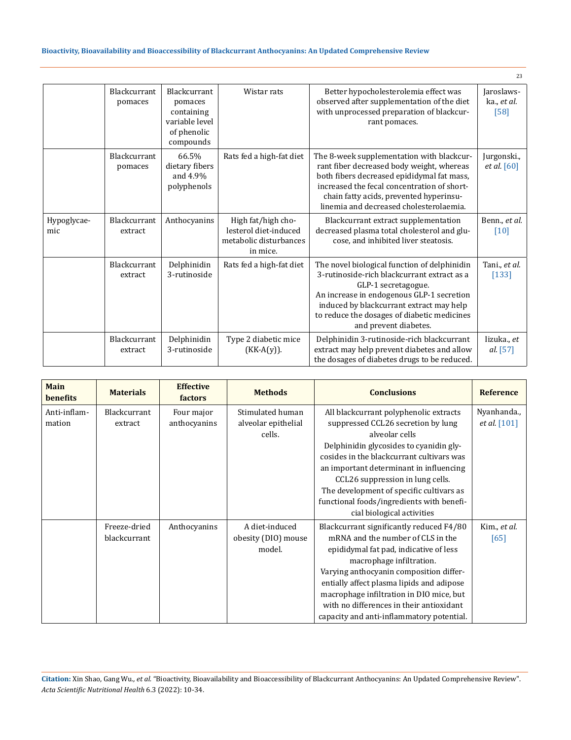| | | | | | |
|---|---|---|---|---|---|
| | Blackcurrant pomaces | Blackcurrant pomaces containing variable level of phenolic compounds | Wistar rats | Better hypocholesterolemia effect was observed after supplementation of the diet with unprocessed preparation of blackcurrant pomaces. | Jaroslawska., *et al.* [58] |
| | Blackcurrant pomaces | 66.5% dietary fibers and 4.9% polyphenols | Rats fed a high-fat diet | The 8-week supplementation with blackcurrant fiber decreased body weight, whereas both fibers decreased epididymal fat mass, increased the fecal concentration of short-chain fatty acids, prevented hyperinsulinemia and decreased cholesterolaemia. | Jurgonski., *et al.* [60] |
| Hypoglycaemic | Blackcurrant extract | Anthocyanins | High fat/high cholesterol diet-induced metabolic disturbances in mice. | Blackcurrant extract supplementation decreased plasma total cholesterol and glucose, and inhibited liver steatosis. | Benn., *et al.* [10] |
| | Blackcurrant extract | Delphinidin 3-rutinoside | Rats fed a high-fat diet | The novel biological function of delphinidin 3-rutinoside-rich blackcurrant extract as a GLP-1 secretagogue. An increase in endogenous GLP-1 secretion induced by blackcurrant extract may help to reduce the dosages of diabetic medicines and prevent diabetes. | Tani., *et al.* [133] |
| | Blackcurrant extract | Delphinidin 3-rutinoside | Type 2 diabetic mice (KK-A(y)). | Delphinidin 3-rutinoside-rich blackcurrant extract may help prevent diabetes and allow the dosages of diabetes drugs to be reduced. | Iizuka., *et al.* [57] |

| Main benefits | Materials | Effective factors | Methods | Conclusions | Reference |
|---|---|---|---|---|---|
| Anti-inflammation | Blackcurrant extract | Four major anthocyanins | Stimulated human alveolar epithelial cells. | All blackcurrant polyphenolic extracts suppressed CCL26 secretion by lung alveolar cells Delphinidin glycosides to cyanidin glycosides in the blackcurrant cultivars was an important determinant in influencing CCL26 suppression in lung cells. The development of specific cultivars as functional foods/ingredients with beneficial biological activities | Nyanhanda., *et al.* [101] |
| | Freeze-dried blackcurrant | Anthocyanins | A diet-induced obesity (DIO) mouse model. | Blackcurrant significantly reduced F4/80 mRNA and the number of CLS in the epididymal fat pad, indicative of less macrophage infiltration. Varying anthocyanin composition differentially affect plasma lipids and adipose macrophage infiltration in DIO mice, but with no differences in their antioxidant capacity and anti-inflammatory potential. | Kim., *et al.* [65] |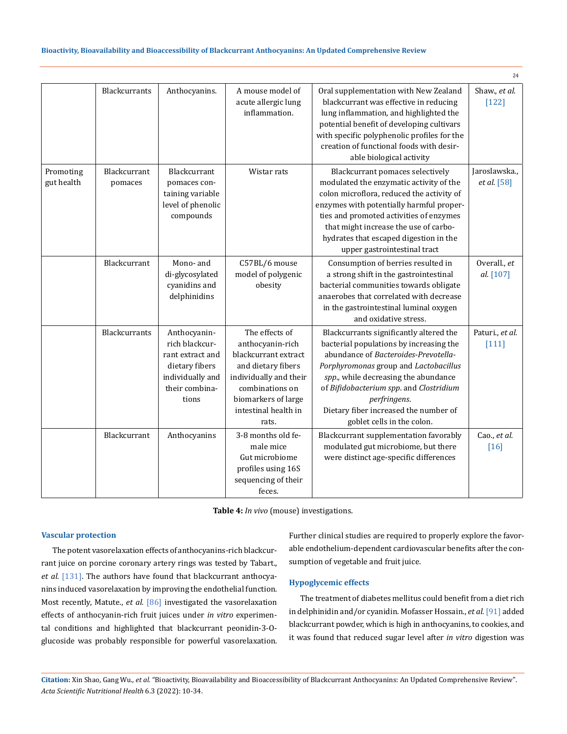| | Blackcurrants | Anthocyanins. | A mouse model of acute allergic lung inflammation. | Oral supplementation with New Zealand blackcurrant was effective in reducing lung inflammation, and highlighted the potential benefit of developing cultivars with specific polyphenolic profiles for the creation of functional foods with desirable biological activity | Shaw., *et al.* [122] |
|---|---|---|---|---|---|
| Promoting gut health | Blackcurrant pomaces | Blackcurrant pomaces containing variable level of phenolic compounds | Wistar rats | Blackcurrant pomaces selectively modulated the enzymatic activity of the colon microflora, reduced the activity of enzymes with potentially harmful properties and promoted activities of enzymes that might increase the use of carbohydrates that escaped digestion in the upper gastrointestinal tract | Jaroslawska., *et al.* [58] |
| | Blackcurrant | Mono- and di-glycosylated cyanidins and delphinidins | C57BL/6 mouse model of polygenic obesity | Consumption of berries resulted in a strong shift in the gastrointestinal bacterial communities towards obligate anaerobes that correlated with decrease in the gastrointestinal luminal oxygen and oxidative stress. | Overall., *et al.* [107] |
| | Blackcurrants | Anthocyanin-rich blackcurrant extract and dietary fibers individually and their combinations | The effects of anthocyanin-rich blackcurrant extract and dietary fibers individually and their combinations on biomarkers of large intestinal health in rats. | Blackcurrants significantly altered the bacterial populations by increasing the abundance of *Bacteroides-Prevotella-Porphyromonas* group and *Lactobacillus spp*., while decreasing the abundance of *Bifidobacterium spp*. and *Clostridium perfringens*. Dietary fiber increased the number of goblet cells in the colon. | Paturi., *et al.* [111] |
| | Blackcurrant | Anthocyanins | 3-8 months old female mice Gut microbiome profiles using 16S sequencing of their feces. | Blackcurrant supplementation favorably modulated gut microbiome, but there were distinct age-specific differences | Cao., *et al.* [16] |

**Table 4:** *In vivo* (mouse) investigations.

### Vascular protection

The potent vasorelaxation effects of anthocyanins-rich blackcurrant juice on porcine coronary artery rings was tested by Tabart., *et al.* [131]. The authors have found that blackcurrant anthocyanins induced vasorelaxation by improving the endothelial function. Most recently, Matute., *et al.* [86] investigated the vasorelaxation effects of anthocyanin-rich fruit juices under *in vitro* experimental conditions and highlighted that blackcurrant peonidin-3-O-glucoside was probably responsible for powerful vasorelaxation. Further clinical studies are required to properly explore the favorable endothelium-dependent cardiovascular benefits after the consumption of vegetable and fruit juice.

### Hypoglycemic effects

The treatment of diabetes mellitus could benefit from a diet rich in delphinidin and/or cyanidin. Mofasser Hossain., *et al.* [91] added blackcurrant powder, which is high in anthocyanins, to cookies, and it was found that reduced sugar level after *in vitro* digestion was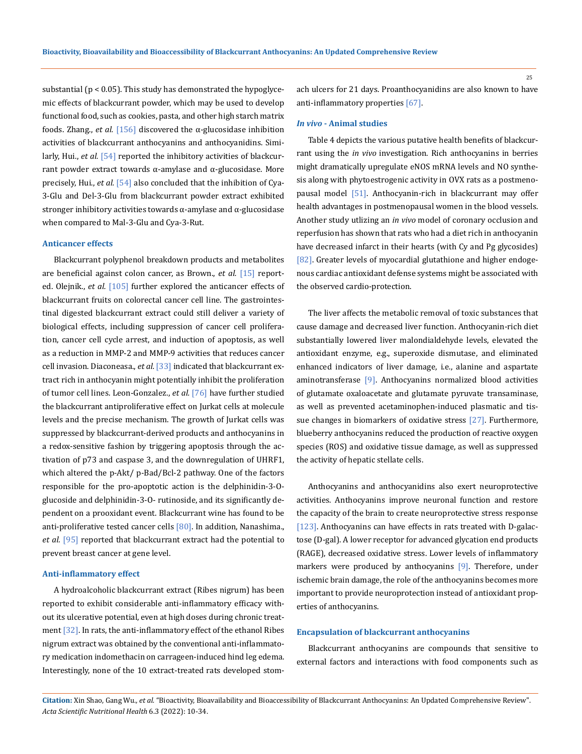substantial ($p < 0.05$). This study has demonstrated the hypoglycemic effects of blackcurrant powder, which may be used to develop functional food, such as cookies, pasta, and other high starch matrix foods. Zhang., *et al.* [156] discovered the α-glucosidase inhibition activities of blackcurrant anthocyanins and anthocyanidins. Similarly, Hui., *et al.* [54] reported the inhibitory activities of blackcurrant powder extract towards α-amylase and α-glucosidase. More precisely, Hui., *et al.* [54] also concluded that the inhibition of Cya-3-Glu and Del-3-Glu from blackcurrant powder extract exhibited stronger inhibitory activities towards α-amylase and α-glucosidase when compared to Mal-3-Glu and Cya-3-Rut.

### Anticancer effects

Blackcurrant polyphenol breakdown products and metabolites are beneficial against colon cancer, as Brown., *et al.* [15] reported. Olejnik., *et al.* [105] further explored the anticancer effects of blackcurrant fruits on colorectal cancer cell line. The gastrointestinal digested blackcurrant extract could still deliver a variety of biological effects, including suppression of cancer cell proliferation, cancer cell cycle arrest, and induction of apoptosis, as well as a reduction in MMP-2 and MMP-9 activities that reduces cancer cell invasion. Diaconeasa., *et al.* [33] indicated that blackcurrant extract rich in anthocyanin might potentially inhibit the proliferation of tumor cell lines. Leon-Gonzalez., *et al.* [76] have further studied the blackcurrant antiproliferative effect on Jurkat cells at molecule levels and the precise mechanism. The growth of Jurkat cells was suppressed by blackcurrant-derived products and anthocyanins in a redox-sensitive fashion by triggering apoptosis through the activation of p73 and caspase 3, and the downregulation of UHRF1, which altered the p-Akt/ p-Bad/Bcl-2 pathway. One of the factors responsible for the pro-apoptotic action is the delphinidin-3-O-glucoside and delphinidin-3-O- rutinoside, and its significantly dependent on a prooxidant event. Blackcurrant wine has found to be anti-proliferative tested cancer cells [80]. In addition, Nanashima., *et al.* [95] reported that blackcurrant extract had the potential to prevent breast cancer at gene level.

### Anti-inflammatory effect

A hydroalcoholic blackcurrant extract (Ribes nigrum) has been reported to exhibit considerable anti-inflammatory efficacy without its ulcerative potential, even at high doses during chronic treatment [32]. In rats, the anti-inflammatory effect of the ethanol Ribes nigrum extract was obtained by the conventional anti-inflammatory medication indomethacin on carrageen-induced hind leg edema. Interestingly, none of the 10 extract-treated rats developed stomach ulcers for 21 days. Proanthocyanidins are also known to have anti-inflammatory properties [67].

### *In vivo* - Animal studies

Table 4 depicts the various putative health benefits of blackcurrant using the *in vivo* investigation. Rich anthocyanins in berries might dramatically upregulate eNOS mRNA levels and NO synthesis along with phytoestrogenic activity in OVX rats as a postmenopausal model [51]. Anthocyanin-rich in blackcurrant may offer health advantages in postmenopausal women in the blood vessels. Another study utlizing an *in vivo* model of coronary occlusion and reperfusion has shown that rats who had a diet rich in anthocyanin have decreased infarct in their hearts (with Cy and Pg glycosides) [82]. Greater levels of myocardial glutathione and higher endogenous cardiac antioxidant defense systems might be associated with the observed cardio-protection.

The liver affects the metabolic removal of toxic substances that cause damage and decreased liver function. Anthocyanin-rich diet substantially lowered liver malondialdehyde levels, elevated the antioxidant enzyme, e.g., superoxide dismutase, and eliminated enhanced indicators of liver damage, i.e., alanine and aspartate aminotransferase [9]. Anthocyanins normalized blood activities of glutamate oxaloacetate and glutamate pyruvate transaminase, as well as prevented acetaminophen-induced plasmatic and tissue changes in biomarkers of oxidative stress [27]. Furthermore, blueberry anthocyanins reduced the production of reactive oxygen species (ROS) and oxidative tissue damage, as well as suppressed the activity of hepatic stellate cells.

Anthocyanins and anthocyanidins also exert neuroprotective activities. Anthocyanins improve neuronal function and restore the capacity of the brain to create neuroprotective stress response [123]. Anthocyanins can have effects in rats treated with D-galactose (D-gal). A lower receptor for advanced glycation end products (RAGE), decreased oxidative stress. Lower levels of inflammatory markers were produced by anthocyanins [9]. Therefore, under ischemic brain damage, the role of the anthocyanins becomes more important to provide neuroprotection instead of antioxidant properties of anthocyanins.

### Encapsulation of blackcurrant anthocyanins

Blackcurrant anthocyanins are compounds that sensitive to external factors and interactions with food components such as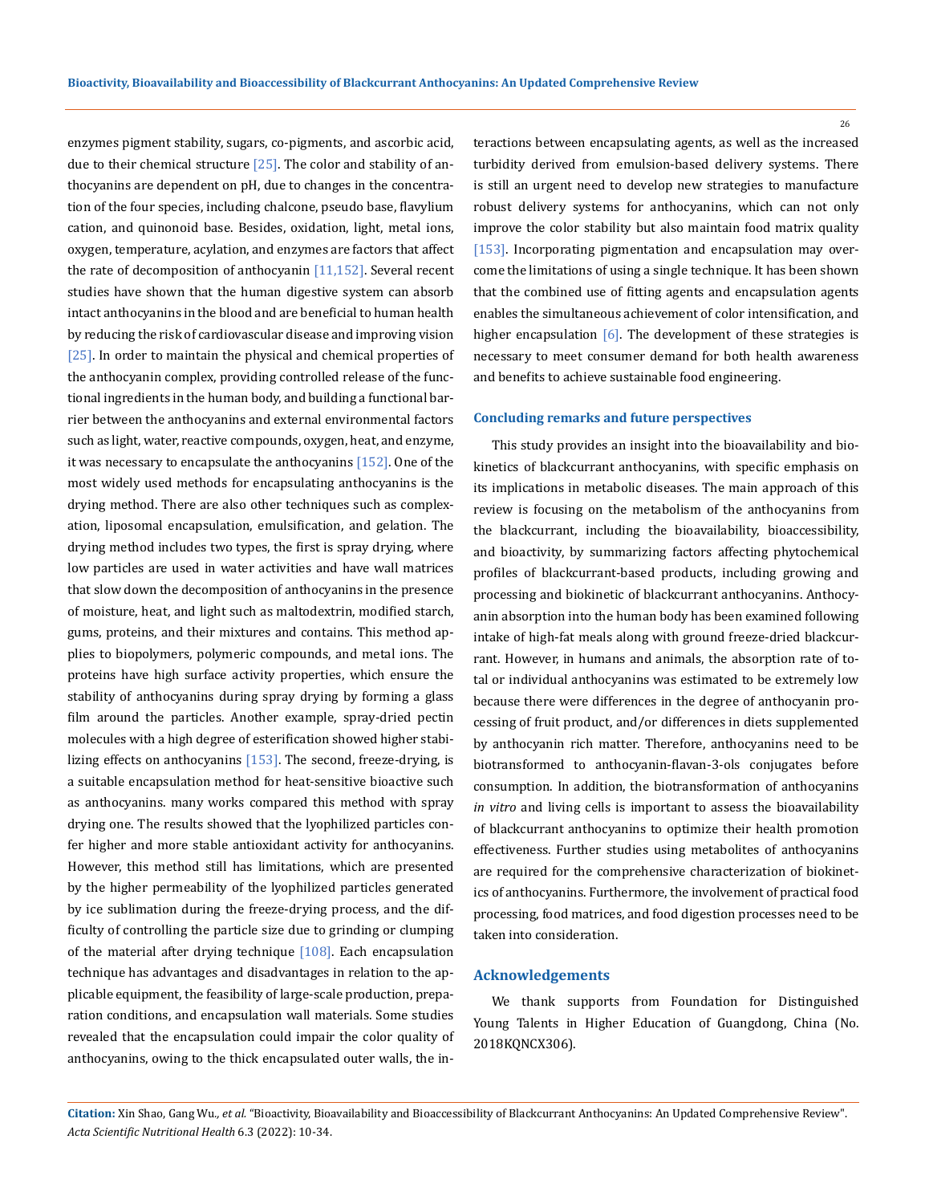enzymes pigment stability, sugars, co-pigments, and ascorbic acid, due to their chemical structure [25]. The color and stability of anthocyanins are dependent on pH, due to changes in the concentration of the four species, including chalcone, pseudo base, flavylium cation, and quinonoid base. Besides, oxidation, light, metal ions, oxygen, temperature, acylation, and enzymes are factors that affect the rate of decomposition of anthocyanin [11,152]. Several recent studies have shown that the human digestive system can absorb intact anthocyanins in the blood and are beneficial to human health by reducing the risk of cardiovascular disease and improving vision [25]. In order to maintain the physical and chemical properties of the anthocyanin complex, providing controlled release of the functional ingredients in the human body, and building a functional barrier between the anthocyanins and external environmental factors such as light, water, reactive compounds, oxygen, heat, and enzyme, it was necessary to encapsulate the anthocyanins [152]. One of the most widely used methods for encapsulating anthocyanins is the drying method. There are also other techniques such as complexation, liposomal encapsulation, emulsification, and gelation. The drying method includes two types, the first is spray drying, where low particles are used in water activities and have wall matrices that slow down the decomposition of anthocyanins in the presence of moisture, heat, and light such as maltodextrin, modified starch, gums, proteins, and their mixtures and contains. This method applies to biopolymers, polymeric compounds, and metal ions. The proteins have high surface activity properties, which ensure the stability of anthocyanins during spray drying by forming a glass film around the particles. Another example, spray-dried pectin molecules with a high degree of esterification showed higher stabilizing effects on anthocyanins [153]. The second, freeze-drying, is a suitable encapsulation method for heat-sensitive bioactive such as anthocyanins. many works compared this method with spray drying one. The results showed that the lyophilized particles confer higher and more stable antioxidant activity for anthocyanins. However, this method still has limitations, which are presented by the higher permeability of the lyophilized particles generated by ice sublimation during the freeze-drying process, and the difficulty of controlling the particle size due to grinding or clumping of the material after drying technique [108]. Each encapsulation technique has advantages and disadvantages in relation to the applicable equipment, the feasibility of large-scale production, preparation conditions, and encapsulation wall materials. Some studies revealed that the encapsulation could impair the color quality of anthocyanins, owing to the thick encapsulated outer walls, the interactions between encapsulating agents, as well as the increased turbidity derived from emulsion-based delivery systems. There is still an urgent need to develop new strategies to manufacture robust delivery systems for anthocyanins, which can not only improve the color stability but also maintain food matrix quality [153]. Incorporating pigmentation and encapsulation may overcome the limitations of using a single technique. It has been shown that the combined use of fitting agents and encapsulation agents enables the simultaneous achievement of color intensification, and higher encapsulation [6]. The development of these strategies is necessary to meet consumer demand for both health awareness and benefits to achieve sustainable food engineering.

## Concluding remarks and future perspectives

This study provides an insight into the bioavailability and biokinetics of blackcurrant anthocyanins, with specific emphasis on its implications in metabolic diseases. The main approach of this review is focusing on the metabolism of the anthocyanins from the blackcurrant, including the bioavailability, bioaccessibility, and bioactivity, by summarizing factors affecting phytochemical profiles of blackcurrant-based products, including growing and processing and biokinetic of blackcurrant anthocyanins. Anthocyanin absorption into the human body has been examined following intake of high-fat meals along with ground freeze-dried blackcurrant. However, in humans and animals, the absorption rate of total or individual anthocyanins was estimated to be extremely low because there were differences in the degree of anthocyanin processing of fruit product, and/or differences in diets supplemented by anthocyanin rich matter. Therefore, anthocyanins need to be biotransformed to anthocyanin-flavan-3-ols conjugates before consumption. In addition, the biotransformation of anthocyanins *in vitro* and living cells is important to assess the bioavailability of blackcurrant anthocyanins to optimize their health promotion effectiveness. Further studies using metabolites of anthocyanins are required for the comprehensive characterization of biokinetics of anthocyanins. Furthermore, the involvement of practical food processing, food matrices, and food digestion processes need to be taken into consideration.

## Acknowledgements

We thank supports from Foundation for Distinguished Young Talents in Higher Education of Guangdong, China (No. 2018KQNCX306).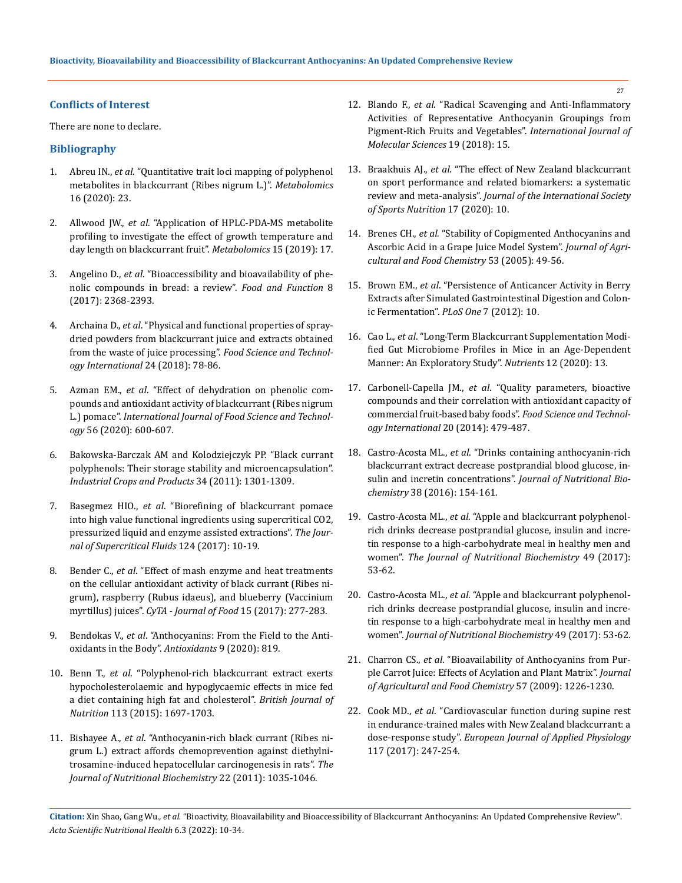## Conflicts of Interest

There are none to declare.

## Bibliography

1. Abreu IN., *et al*. "Quantitative trait loci mapping of polyphenol metabolites in blackcurrant (Ribes nigrum L.)". *Metabolomics* 16 (2020): 23.
2. Allwood JW., *et al*. "Application of HPLC-PDA-MS metabolite profiling to investigate the effect of growth temperature and day length on blackcurrant fruit". *Metabolomics* 15 (2019): 17.
3. Angelino D., *et al*. "Bioaccessibility and bioavailability of phenolic compounds in bread: a review". *Food and Function* 8 (2017): 2368-2393.
4. Archaina D., *et al*. "Physical and functional properties of spray-dried powders from blackcurrant juice and extracts obtained from the waste of juice processing". *Food Science and Technology International* 24 (2018): 78-86.
5. Azman EM., *et al*. "Effect of dehydration on phenolic compounds and antioxidant activity of blackcurrant (Ribes nigrum L.) pomace". *International Journal of Food Science and Technology* 56 (2020): 600-607.
6. Bakowska-Barczak AM and Kolodziejczyk PP. "Black currant polyphenols: Their storage stability and microencapsulation". *Industrial Crops and Products* 34 (2011): 1301-1309.
7. Basegmez HIO., *et al*. "Biorefining of blackcurrant pomace into high value functional ingredients using supercritical CO2, pressurized liquid and enzyme assisted extractions". *The Journal of Supercritical Fluids* 124 (2017): 10-19.
8. Bender C., *et al*. "Effect of mash enzyme and heat treatments on the cellular antioxidant activity of black currant (Ribes nigrum), raspberry (Rubus idaeus), and blueberry (Vaccinium myrtillus) juices". *CyTA - Journal of Food* 15 (2017): 277-283.
9. Bendokas V., *et al*. "Anthocyanins: From the Field to the Antioxidants in the Body". *Antioxidants* 9 (2020): 819.
10. Benn T., *et al*. "Polyphenol-rich blackcurrant extract exerts hypocholesterolaemic and hypoglycaemic effects in mice fed a diet containing high fat and cholesterol". *British Journal of Nutrition* 113 (2015): 1697-1703.
11. Bishayee A., *et al*. "Anthocyanin-rich black currant (Ribes nigrum L.) extract affords chemoprevention against diethylnitrosamine-induced hepatocellular carcinogenesis in rats". *The Journal of Nutritional Biochemistry* 22 (2011): 1035-1046.
12. Blando F., *et al*. "Radical Scavenging and Anti-Inflammatory Activities of Representative Anthocyanin Groupings from Pigment-Rich Fruits and Vegetables". *International Journal of Molecular Sciences* 19 (2018): 15.
13. Braakhuis AJ., *et al*. "The effect of New Zealand blackcurrant on sport performance and related biomarkers: a systematic review and meta-analysis". *Journal of the International Society of Sports Nutrition* 17 (2020): 10.
14. Brenes CH., *et al*. "Stability of Copigmented Anthocyanins and Ascorbic Acid in a Grape Juice Model System". *Journal of Agricultural and Food Chemistry* 53 (2005): 49-56.
15. Brown EM., *et al*. "Persistence of Anticancer Activity in Berry Extracts after Simulated Gastrointestinal Digestion and Colonic Fermentation". *PLoS One* 7 (2012): 10.
16. Cao L., *et al*. "Long-Term Blackcurrant Supplementation Modified Gut Microbiome Profiles in Mice in an Age-Dependent Manner: An Exploratory Study". *Nutrients* 12 (2020): 13.
17. Carbonell-Capella JM., *et al*. "Quality parameters, bioactive compounds and their correlation with antioxidant capacity of commercial fruit-based baby foods". *Food Science and Technology International* 20 (2014): 479-487.
18. Castro-Acosta ML., *et al*. "Drinks containing anthocyanin-rich blackcurrant extract decrease postprandial blood glucose, insulin and incretin concentrations". *Journal of Nutritional Biochemistry* 38 (2016): 154-161.
19. Castro-Acosta ML., *et al*. "Apple and blackcurrant polyphenol-rich drinks decrease postprandial glucose, insulin and incretin response to a high-carbohydrate meal in healthy men and women". *The Journal of Nutritional Biochemistry* 49 (2017): 53-62.
20. Castro-Acosta ML., *et al*. "Apple and blackcurrant polyphenol-rich drinks decrease postprandial glucose, insulin and incretin response to a high-carbohydrate meal in healthy men and women". *Journal of Nutritional Biochemistry* 49 (2017): 53-62.
21. Charron CS., *et al*. "Bioavailability of Anthocyanins from Purple Carrot Juice: Effects of Acylation and Plant Matrix". *Journal of Agricultural and Food Chemistry* 57 (2009): 1226-1230.
22. Cook MD., *et al*. "Cardiovascular function during supine rest in endurance-trained males with New Zealand blackcurrant: a dose-response study". *European Journal of Applied Physiology* 117 (2017): 247-254.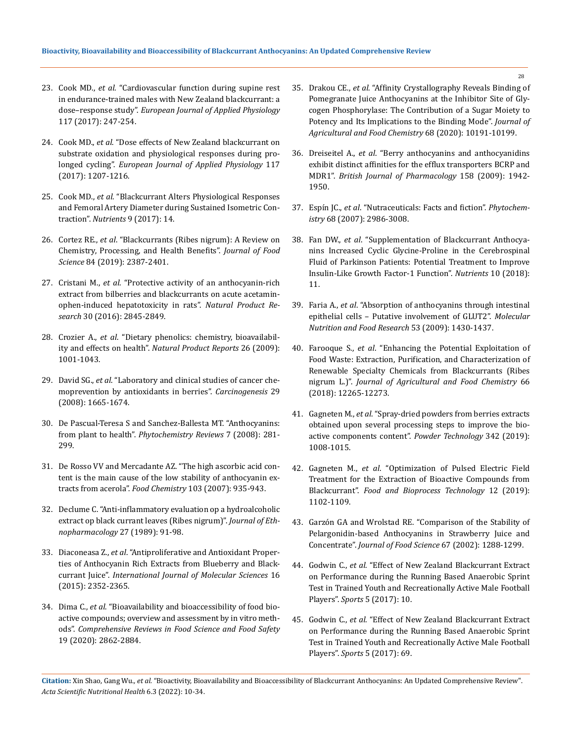23. Cook MD., *et al*. "Cardiovascular function during supine rest in endurance-trained males with New Zealand blackcurrant: a dose–response study". *European Journal of Applied Physiology* 117 (2017): 247-254.

24. Cook MD., *et al*. "Dose effects of New Zealand blackcurrant on substrate oxidation and physiological responses during prolonged cycling". *European Journal of Applied Physiology* 117 (2017): 1207-1216.

25. Cook MD., *et al*. "Blackcurrant Alters Physiological Responses and Femoral Artery Diameter during Sustained Isometric Contraction". *Nutrients* 9 (2017): 14.

26. Cortez RE., *et al*. "Blackcurrants (Ribes nigrum): A Review on Chemistry, Processing, and Health Benefits". *Journal of Food Science* 84 (2019): 2387-2401.

27. Cristani M., *et al*. "Protective activity of an anthocyanin-rich extract from bilberries and blackcurrants on acute acetaminophen-induced hepatotoxicity in rats". *Natural Product Research* 30 (2016): 2845-2849.

28. Crozier A., *et al*. "Dietary phenolics: chemistry, bioavailability and effects on health". *Natural Product Reports* 26 (2009): 1001-1043.

29. David SG., *et al*. "Laboratory and clinical studies of cancer chemoprevention by antioxidants in berries". *Carcinogenesis* 29 (2008): 1665-1674.

30. De Pascual-Teresa S and Sanchez-Ballesta MT. "Anthocyanins: from plant to health". *Phytochemistry Reviews* 7 (2008): 281-299.

31. De Rosso VV and Mercadante AZ. "The high ascorbic acid content is the main cause of the low stability of anthocyanin extracts from acerola". *Food Chemistry* 103 (2007): 935-943.

32. Declume C. "Anti-inflammatory evaluation op a hydroalcoholic extract op black currant leaves (Ribes nigrum)". *Journal of Ethnopharmacology* 27 (1989): 91-98.

33. Diaconeasa Z., *et al*. "Antiproliferative and Antioxidant Properties of Anthocyanin Rich Extracts from Blueberry and Blackcurrant Juice". *International Journal of Molecular Sciences* 16 (2015): 2352-2365.

34. Dima C., *et al*. "Bioavailability and bioaccessibility of food bioactive compounds; overview and assessment by in vitro methods". *Comprehensive Reviews in Food Science and Food Safety* 19 (2020): 2862-2884.

35. Drakou CE., *et al*. "Affinity Crystallography Reveals Binding of Pomegranate Juice Anthocyanins at the Inhibitor Site of Glycogen Phosphorylase: The Contribution of a Sugar Moiety to Potency and Its Implications to the Binding Mode". *Journal of Agricultural and Food Chemistry* 68 (2020): 10191-10199.

36. Dreiseitel A., *et al*. "Berry anthocyanins and anthocyanidins exhibit distinct affinities for the efflux transporters BCRP and MDR1". *British Journal of Pharmacology* 158 (2009): 1942-1950.

37. Espín JC., *et al*. "Nutraceuticals: Facts and fiction". *Phytochemistry* 68 (2007): 2986-3008.

38. Fan DW., *et al*. "Supplementation of Blackcurrant Anthocyanins Increased Cyclic Glycine-Proline in the Cerebrospinal Fluid of Parkinson Patients: Potential Treatment to Improve Insulin-Like Growth Factor-1 Function". *Nutrients* 10 (2018): 11.

39. Faria A., *et al*. "Absorption of anthocyanins through intestinal epithelial cells – Putative involvement of GLUT2". *Molecular Nutrition and Food Research* 53 (2009): 1430-1437.

40. Farooque S., *et al*. "Enhancing the Potential Exploitation of Food Waste: Extraction, Purification, and Characterization of Renewable Specialty Chemicals from Blackcurrants (Ribes nigrum L.)". *Journal of Agricultural and Food Chemistry* 66 (2018): 12265-12273.

41. Gagneten M., *et al*. "Spray-dried powders from berries extracts obtained upon several processing steps to improve the bioactive components content". *Powder Technology* 342 (2019): 1008-1015.

42. Gagneten M., *et al*. "Optimization of Pulsed Electric Field Treatment for the Extraction of Bioactive Compounds from Blackcurrant". *Food and Bioprocess Technology* 12 (2019): 1102-1109.

43. Garzón GA and Wrolstad RE. "Comparison of the Stability of Pelargonidin-based Anthocyanins in Strawberry Juice and Concentrate". *Journal of Food Science* 67 (2002): 1288-1299.

44. Godwin C., *et al*. "Effect of New Zealand Blackcurrant Extract on Performance during the Running Based Anaerobic Sprint Test in Trained Youth and Recreationally Active Male Football Players". *Sports* 5 (2017): 10.

45. Godwin C., *et al*. "Effect of New Zealand Blackcurrant Extract on Performance during the Running Based Anaerobic Sprint Test in Trained Youth and Recreationally Active Male Football Players". *Sports* 5 (2017): 69.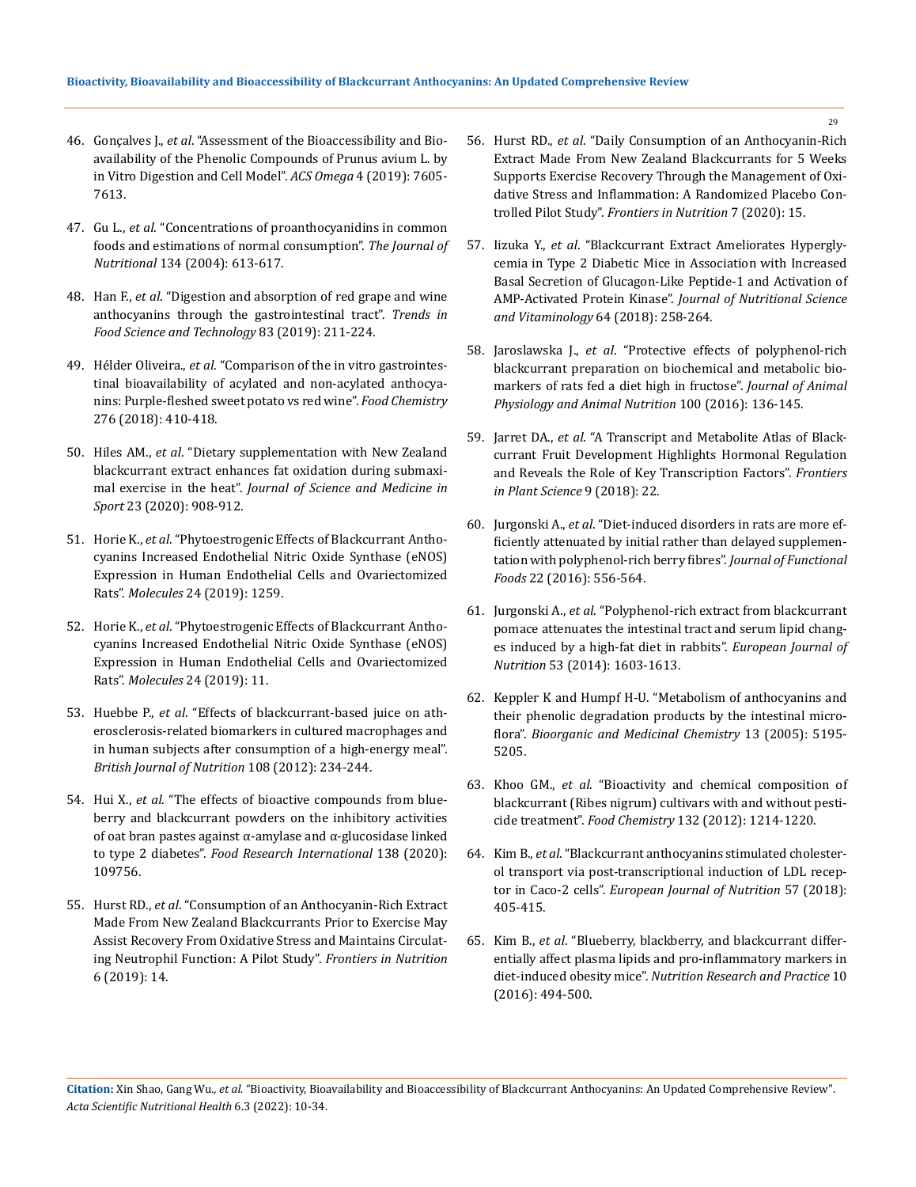46. Gonçalves J., *et al*. "Assessment of the Bioaccessibility and Bioavailability of the Phenolic Compounds of Prunus avium L. by in Vitro Digestion and Cell Model". *ACS Omega* 4 (2019): 7605-7613.

47. Gu L., *et al*. "Concentrations of proanthocyanidins in common foods and estimations of normal consumption". *The Journal of Nutritional* 134 (2004): 613-617.

48. Han F., *et al*. "Digestion and absorption of red grape and wine anthocyanins through the gastrointestinal tract". *Trends in Food Science and Technology* 83 (2019): 211-224.

49. Hélder Oliveira., *et al*. "Comparison of the in vitro gastrointestinal bioavailability of acylated and non-acylated anthocyanins: Purple-fleshed sweet potato vs red wine". *Food Chemistry* 276 (2018): 410-418.

50. Hiles AM., *et al*. "Dietary supplementation with New Zealand blackcurrant extract enhances fat oxidation during submaximal exercise in the heat". *Journal of Science and Medicine in Sport* 23 (2020): 908-912.

51. Horie K., *et al*. "Phytoestrogenic Effects of Blackcurrant Anthocyanins Increased Endothelial Nitric Oxide Synthase (eNOS) Expression in Human Endothelial Cells and Ovariectomized Rats". *Molecules* 24 (2019): 1259.

52. Horie K., *et al*. "Phytoestrogenic Effects of Blackcurrant Anthocyanins Increased Endothelial Nitric Oxide Synthase (eNOS) Expression in Human Endothelial Cells and Ovariectomized Rats". *Molecules* 24 (2019): 11.

53. Huebbe P., *et al*. "Effects of blackcurrant-based juice on atherosclerosis-related biomarkers in cultured macrophages and in human subjects after consumption of a high-energy meal". *British Journal of Nutrition* 108 (2012): 234-244.

54. Hui X., *et al*. "The effects of bioactive compounds from blueberry and blackcurrant powders on the inhibitory activities of oat bran pastes against α-amylase and α-glucosidase linked to type 2 diabetes". *Food Research International* 138 (2020): 109756.

55. Hurst RD., *et al*. "Consumption of an Anthocyanin-Rich Extract Made From New Zealand Blackcurrants Prior to Exercise May Assist Recovery From Oxidative Stress and Maintains Circulating Neutrophil Function: A Pilot Study". *Frontiers in Nutrition* 6 (2019): 14.

56. Hurst RD., *et al*. "Daily Consumption of an Anthocyanin-Rich Extract Made From New Zealand Blackcurrants for 5 Weeks Supports Exercise Recovery Through the Management of Oxidative Stress and Inflammation: A Randomized Placebo Controlled Pilot Study". *Frontiers in Nutrition* 7 (2020): 15.

57. Iizuka Y., *et al*. "Blackcurrant Extract Ameliorates Hyperglycemia in Type 2 Diabetic Mice in Association with Increased Basal Secretion of Glucagon-Like Peptide-1 and Activation of AMP-Activated Protein Kinase". *Journal of Nutritional Science and Vitaminology* 64 (2018): 258-264.

58. Jaroslawska J., *et al*. "Protective effects of polyphenol-rich blackcurrant preparation on biochemical and metabolic biomarkers of rats fed a diet high in fructose". *Journal of Animal Physiology and Animal Nutrition* 100 (2016): 136-145.

59. Jarret DA., *et al*. "A Transcript and Metabolite Atlas of Blackcurrant Fruit Development Highlights Hormonal Regulation and Reveals the Role of Key Transcription Factors". *Frontiers in Plant Science* 9 (2018): 22.

60. Jurgonski A., *et al*. "Diet-induced disorders in rats are more efficiently attenuated by initial rather than delayed supplementation with polyphenol-rich berry fibres". *Journal of Functional Foods* 22 (2016): 556-564.

61. Jurgonski A., *et al*. "Polyphenol-rich extract from blackcurrant pomace attenuates the intestinal tract and serum lipid changes induced by a high-fat diet in rabbits". *European Journal of Nutrition* 53 (2014): 1603-1613.

62. Keppler K and Humpf H-U. "Metabolism of anthocyanins and their phenolic degradation products by the intestinal microflora". *Bioorganic and Medicinal Chemistry* 13 (2005): 5195-5205.

63. Khoo GM., *et al*. "Bioactivity and chemical composition of blackcurrant (Ribes nigrum) cultivars with and without pesticide treatment". *Food Chemistry* 132 (2012): 1214-1220.

64. Kim B., *et al*. "Blackcurrant anthocyanins stimulated cholesterol transport via post-transcriptional induction of LDL receptor in Caco-2 cells". *European Journal of Nutrition* 57 (2018): 405-415.

65. Kim B., *et al*. "Blueberry, blackberry, and blackcurrant differentially affect plasma lipids and pro-inflammatory markers in diet-induced obesity mice". *Nutrition Research and Practice* 10 (2016): 494-500.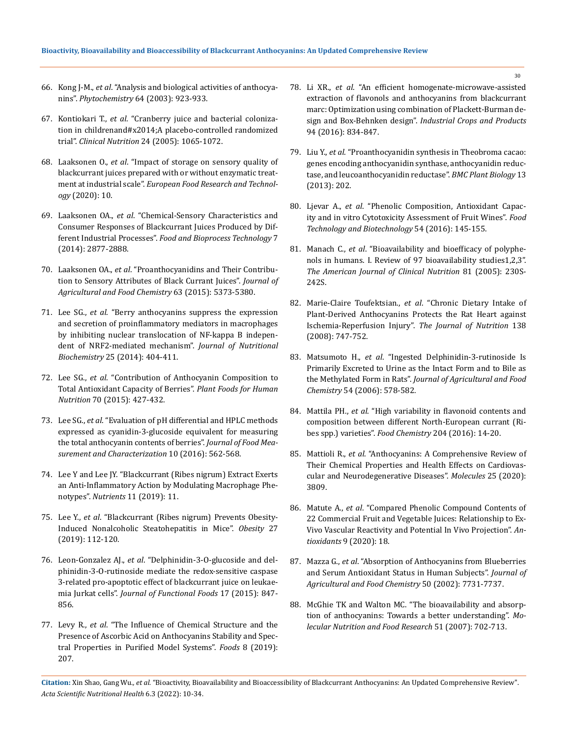66. Kong J-M., *et al*. "Analysis and biological activities of anthocyanins". *Phytochemistry* 64 (2003): 923-933.

67. Kontiokari T., *et al*. "Cranberry juice and bacterial colonization in childrenand#x2014;A placebo-controlled randomized trial". *Clinical Nutrition* 24 (2005): 1065-1072.

68. Laaksonen O., *et al*. "Impact of storage on sensory quality of blackcurrant juices prepared with or without enzymatic treatment at industrial scale". *European Food Research and Technology* (2020): 10.

69. Laaksonen OA., *et al*. "Chemical-Sensory Characteristics and Consumer Responses of Blackcurrant Juices Produced by Different Industrial Processes". *Food and Bioprocess Technology* 7 (2014): 2877-2888.

70. Laaksonen OA., *et al*. "Proanthocyanidins and Their Contribution to Sensory Attributes of Black Currant Juices". *Journal of Agricultural and Food Chemistry* 63 (2015): 5373-5380.

71. Lee SG., *et al*. "Berry anthocyanins suppress the expression and secretion of proinflammatory mediators in macrophages by inhibiting nuclear translocation of NF-kappa B independent of NRF2-mediated mechanism". *Journal of Nutritional Biochemistry* 25 (2014): 404-411.

72. Lee SG., *et al*. "Contribution of Anthocyanin Composition to Total Antioxidant Capacity of Berries". *Plant Foods for Human Nutrition* 70 (2015): 427-432.

73. Lee SG., *et al*. "Evaluation of pH differential and HPLC methods expressed as cyanidin-3-glucoside equivalent for measuring the total anthocyanin contents of berries". *Journal of Food Measurement and Characterization* 10 (2016): 562-568.

74. Lee Y and Lee JY. "Blackcurrant (Ribes nigrum) Extract Exerts an Anti-Inflammatory Action by Modulating Macrophage Phenotypes". *Nutrients* 11 (2019): 11.

75. Lee Y., *et al*. "Blackcurrant (Ribes nigrum) Prevents Obesity-Induced Nonalcoholic Steatohepatitis in Mice". *Obesity* 27 (2019): 112-120.

76. Leon-Gonzalez AJ., *et al*. "Delphinidin-3-O-glucoside and delphinidin-3-O-rutinoside mediate the redox-sensitive caspase 3-related pro-apoptotic effect of blackcurrant juice on leukaemia Jurkat cells". *Journal of Functional Foods* 17 (2015): 847-856.

77. Levy R., *et al*. "The Influence of Chemical Structure and the Presence of Ascorbic Acid on Anthocyanins Stability and Spectral Properties in Purified Model Systems". *Foods* 8 (2019): 207.

78. Li XR., *et al*. "An efficient homogenate-microwave-assisted extraction of flavonols and anthocyanins from blackcurrant marc: Optimization using combination of Plackett-Burman design and Box-Behnken design". *Industrial Crops and Products* 94 (2016): 834-847.

79. Liu Y., *et al*. "Proanthocyanidin synthesis in Theobroma cacao: genes encoding anthocyanidin synthase, anthocyanidin reductase, and leucoanthocyanidin reductase". *BMC Plant Biology* 13 (2013): 202.

80. Ljevar A., *et al*. "Phenolic Composition, Antioxidant Capacity and in vitro Cytotoxicity Assessment of Fruit Wines". *Food Technology and Biotechnology* 54 (2016): 145-155.

81. Manach C., *et al*. "Bioavailability and bioefficacy of polyphenols in humans. I. Review of 97 bioavailability studies1,2,3". *The American Journal of Clinical Nutrition* 81 (2005): 230S-242S.

82. Marie-Claire Toufektsian., *et al*. "Chronic Dietary Intake of Plant-Derived Anthocyanins Protects the Rat Heart against Ischemia-Reperfusion Injury". *The Journal of Nutrition* 138 (2008): 747-752.

83. Matsumoto H., *et al*. "Ingested Delphinidin-3-rutinoside Is Primarily Excreted to Urine as the Intact Form and to Bile as the Methylated Form in Rats". *Journal of Agricultural and Food Chemistry* 54 (2006): 578-582.

84. Mattila PH., *et al*. "High variability in flavonoid contents and composition between different North-European currant (Ribes spp.) varieties". *Food Chemistry* 204 (2016): 14-20.

85. Mattioli R., *et al*. "Anthocyanins: A Comprehensive Review of Their Chemical Properties and Health Effects on Cardiovascular and Neurodegenerative Diseases". *Molecules* 25 (2020): 3809.

86. Matute A., *et al*. "Compared Phenolic Compound Contents of 22 Commercial Fruit and Vegetable Juices: Relationship to Ex-Vivo Vascular Reactivity and Potential In Vivo Projection". *Antioxidants* 9 (2020): 18.

87. Mazza G., *et al*. "Absorption of Anthocyanins from Blueberries and Serum Antioxidant Status in Human Subjects". *Journal of Agricultural and Food Chemistry* 50 (2002): 7731-7737.

88. McGhie TK and Walton MC. "The bioavailability and absorption of anthocyanins: Towards a better understanding". *Molecular Nutrition and Food Research* 51 (2007): 702-713.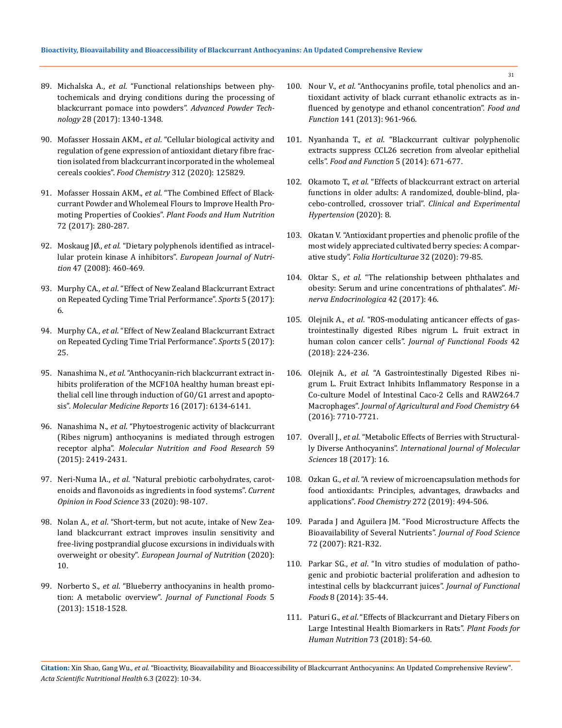89. Michalska A., *et al*. "Functional relationships between phytochemicals and drying conditions during the processing of blackcurrant pomace into powders". *Advanced Powder Technology* 28 (2017): 1340-1348.

90. Mofasser Hossain AKM., *et al*. "Cellular biological activity and regulation of gene expression of antioxidant dietary fibre fraction isolated from blackcurrant incorporated in the wholemeal cereals cookies". *Food Chemistry* 312 (2020): 125829.

91. Mofasser Hossain AKM., *et al*. "The Combined Effect of Blackcurrant Powder and Wholemeal Flours to Improve Health Promoting Properties of Cookies". *Plant Foods and Hum Nutrition* 72 (2017): 280-287.

92. Moskaug JØ., *et al*. "Dietary polyphenols identified as intracellular protein kinase A inhibitors". *European Journal of Nutrition* 47 (2008): 460-469.

93. Murphy CA., *et al*. "Effect of New Zealand Blackcurrant Extract on Repeated Cycling Time Trial Performance". *Sports* 5 (2017): 6.

94. Murphy CA., *et al*. "Effect of New Zealand Blackcurrant Extract on Repeated Cycling Time Trial Performance". *Sports* 5 (2017): 25.

95. Nanashima N., *et al*. "Anthocyanin-rich blackcurrant extract inhibits proliferation of the MCF10A healthy human breast epithelial cell line through induction of G0/G1 arrest and apoptosis". *Molecular Medicine Reports* 16 (2017): 6134-6141.

96. Nanashima N., *et al*. "Phytoestrogenic activity of blackcurrant (Ribes nigrum) anthocyanins is mediated through estrogen receptor alpha". *Molecular Nutrition and Food Research* 59 (2015): 2419-2431.

97. Neri-Numa IA., *et al*. "Natural prebiotic carbohydrates, carotenoids and flavonoids as ingredients in food systems". *Current Opinion in Food Science* 33 (2020): 98-107.

98. Nolan A., *et al*. "Short-term, but not acute, intake of New Zealand blackcurrant extract improves insulin sensitivity and free-living postprandial glucose excursions in individuals with overweight or obesity". *European Journal of Nutrition* (2020): 10.

99. Norberto S., *et al*. "Blueberry anthocyanins in health promotion: A metabolic overview". *Journal of Functional Foods* 5 (2013): 1518-1528.

100. Nour V., *et al*. "Anthocyanins profile, total phenolics and antioxidant activity of black currant ethanolic extracts as influenced by genotype and ethanol concentration". *Food and Function* 141 (2013): 961-966.

101. Nyanhanda T., *et al*. "Blackcurrant cultivar polyphenolic extracts suppress CCL26 secretion from alveolar epithelial cells". *Food and Function* 5 (2014): 671-677.

102. Okamoto T., *et al*. "Effects of blackcurrant extract on arterial functions in older adults: A randomized, double-blind, placebo-controlled, crossover trial". *Clinical and Experimental Hypertension* (2020): 8.

103. Okatan V. "Antioxidant properties and phenolic profile of the most widely appreciated cultivated berry species: A comparative study". *Folia Horticulturae* 32 (2020): 79-85.

104. Oktar S., *et al*. "The relationship between phthalates and obesity: Serum and urine concentrations of phthalates". *Minerva Endocrinologica* 42 (2017): 46.

105. Olejnik A., *et al*. "ROS-modulating anticancer effects of gastrointestinally digested Ribes nigrum L. fruit extract in human colon cancer cells". *Journal of Functional Foods* 42 (2018): 224-236.

106. Olejnik A., *et al*. "A Gastrointestinally Digested Ribes nigrum L. Fruit Extract Inhibits Inflammatory Response in a Co-culture Model of Intestinal Caco-2 Cells and RAW264.7 Macrophages". *Journal of Agricultural and Food Chemistry* 64 (2016): 7710-7721.

107. Overall J., *et al*. "Metabolic Effects of Berries with Structurally Diverse Anthocyanins". *International Journal of Molecular Sciences* 18 (2017): 16.

108. Ozkan G., *et al*. "A review of microencapsulation methods for food antioxidants: Principles, advantages, drawbacks and applications". *Food Chemistry* 272 (2019): 494-506.

109. Parada J and Aguilera JM. "Food Microstructure Affects the Bioavailability of Several Nutrients". *Journal of Food Science* 72 (2007): R21-R32.

110. Parkar SG., *et al*. "In vitro studies of modulation of pathogenic and probiotic bacterial proliferation and adhesion to intestinal cells by blackcurrant juices". *Journal of Functional Foods* 8 (2014): 35-44.

111. Paturi G., *et al*. "Effects of Blackcurrant and Dietary Fibers on Large Intestinal Health Biomarkers in Rats". *Plant Foods for Human Nutrition* 73 (2018): 54-60.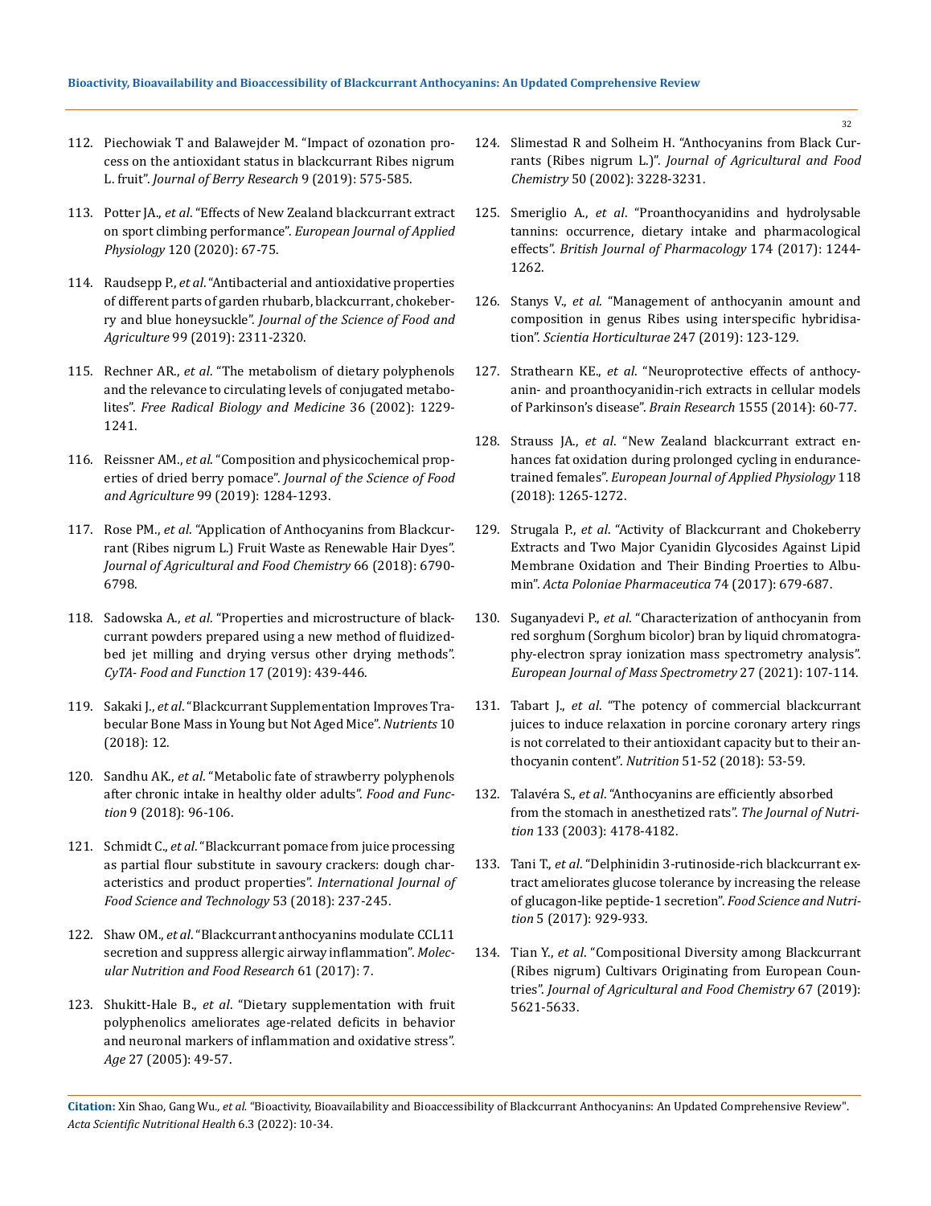112. Piechowiak T and Balawejder M. "Impact of ozonation process on the antioxidant status in blackcurrant Ribes nigrum L. fruit". *Journal of Berry Research* 9 (2019): 575-585.

113. Potter JA., *et al*. "Effects of New Zealand blackcurrant extract on sport climbing performance". *European Journal of Applied Physiology* 120 (2020): 67-75.

114. Raudsepp P., *et al*. "Antibacterial and antioxidative properties of different parts of garden rhubarb, blackcurrant, chokeberry and blue honeysuckle". *Journal of the Science of Food and Agriculture* 99 (2019): 2311-2320.

115. Rechner AR., *et al*. "The metabolism of dietary polyphenols and the relevance to circulating levels of conjugated metabolites". *Free Radical Biology and Medicine* 36 (2002): 1229-1241.

116. Reissner AM., *et al*. "Composition and physicochemical properties of dried berry pomace". *Journal of the Science of Food and Agriculture* 99 (2019): 1284-1293.

117. Rose PM., *et al*. "Application of Anthocyanins from Blackcurrant (Ribes nigrum L.) Fruit Waste as Renewable Hair Dyes". *Journal of Agricultural and Food Chemistry* 66 (2018): 6790-6798.

118. Sadowska A., *et al*. "Properties and microstructure of blackcurrant powders prepared using a new method of fluidized-bed jet milling and drying versus other drying methods". *CyTA- Food and Function* 17 (2019): 439-446.

119. Sakaki J., *et al*. "Blackcurrant Supplementation Improves Trabecular Bone Mass in Young but Not Aged Mice". *Nutrients* 10 (2018): 12.

120. Sandhu AK., *et al*. "Metabolic fate of strawberry polyphenols after chronic intake in healthy older adults". *Food and Function* 9 (2018): 96-106.

121. Schmidt C., *et al*. "Blackcurrant pomace from juice processing as partial flour substitute in savoury crackers: dough characteristics and product properties". *International Journal of Food Science and Technology* 53 (2018): 237-245.

122. Shaw OM., *et al*. "Blackcurrant anthocyanins modulate CCL11 secretion and suppress allergic airway inflammation". *Molecular Nutrition and Food Research* 61 (2017): 7.

123. Shukitt-Hale B., *et al*. "Dietary supplementation with fruit polyphenolics ameliorates age-related deficits in behavior and neuronal markers of inflammation and oxidative stress". *Age* 27 (2005): 49-57.

124. Slimestad R and Solheim H. "Anthocyanins from Black Currants (Ribes nigrum L.)". *Journal of Agricultural and Food Chemistry* 50 (2002): 3228-3231.

125. Smeriglio A., *et al*. "Proanthocyanidins and hydrolysable tannins: occurrence, dietary intake and pharmacological effects". *British Journal of Pharmacology* 174 (2017): 1244-1262.

126. Stanys V., *et al*. "Management of anthocyanin amount and composition in genus Ribes using interspecific hybridisation". *Scientia Horticulturae* 247 (2019): 123-129.

127. Strathearn KE., *et al*. "Neuroprotective effects of anthocyanin- and proanthocyanidin-rich extracts in cellular models of Parkinson's disease". *Brain Research* 1555 (2014): 60-77.

128. Strauss JA., *et al*. "New Zealand blackcurrant extract enhances fat oxidation during prolonged cycling in endurance-trained females". *European Journal of Applied Physiology* 118 (2018): 1265-1272.

129. Strugala P., *et al*. "Activity of Blackcurrant and Chokeberry Extracts and Two Major Cyanidin Glycosides Against Lipid Membrane Oxidation and Their Binding Proerties to Albumin". *Acta Poloniae Pharmaceutica* 74 (2017): 679-687.

130. Suganyadevi P., *et al*. "Characterization of anthocyanin from red sorghum (Sorghum bicolor) bran by liquid chromatography-electron spray ionization mass spectrometry analysis". *European Journal of Mass Spectrometry* 27 (2021): 107-114.

131. Tabart J., *et al*. "The potency of commercial blackcurrant juices to induce relaxation in porcine coronary artery rings is not correlated to their antioxidant capacity but to their anthocyanin content". *Nutrition* 51-52 (2018): 53-59.

132. Talavéra S., *et al*. "Anthocyanins are efficiently absorbed from the stomach in anesthetized rats". *The Journal of Nutrition* 133 (2003): 4178-4182.

133. Tani T., *et al*. "Delphinidin 3-rutinoside-rich blackcurrant extract ameliorates glucose tolerance by increasing the release of glucagon-like peptide-1 secretion". *Food Science and Nutrition* 5 (2017): 929-933.

134. Tian Y., *et al*. "Compositional Diversity among Blackcurrant (Ribes nigrum) Cultivars Originating from European Countries". *Journal of Agricultural and Food Chemistry* 67 (2019): 5621-5633.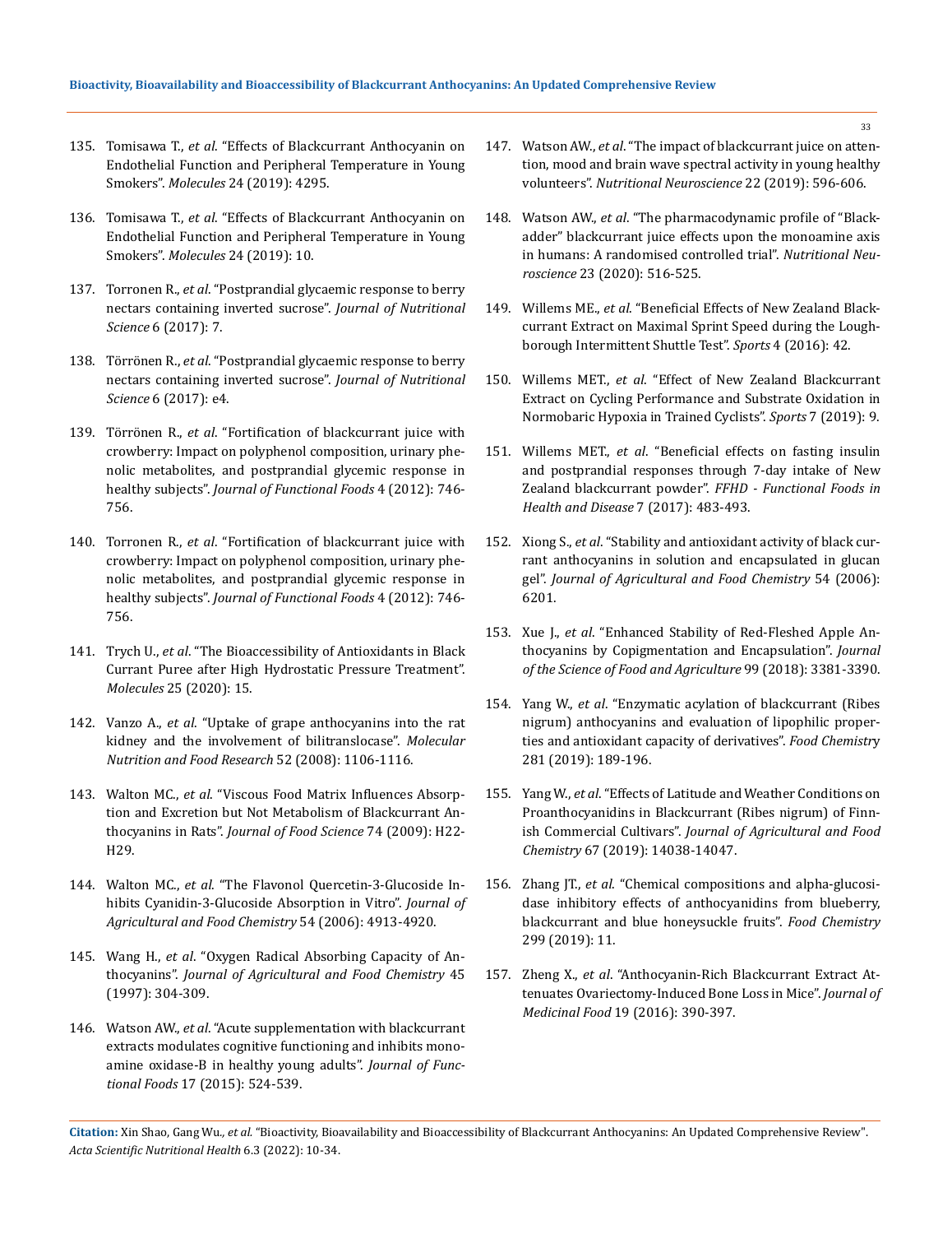135. Tomisawa T., *et al*. "Effects of Blackcurrant Anthocyanin on Endothelial Function and Peripheral Temperature in Young Smokers". *Molecules* 24 (2019): 4295.

136. Tomisawa T., *et al*. "Effects of Blackcurrant Anthocyanin on Endothelial Function and Peripheral Temperature in Young Smokers". *Molecules* 24 (2019): 10.

137. Torronen R., *et al*. "Postprandial glycaemic response to berry nectars containing inverted sucrose". *Journal of Nutritional Science* 6 (2017): 7.

138. Törrönen R., *et al*. "Postprandial glycaemic response to berry nectars containing inverted sucrose". *Journal of Nutritional Science* 6 (2017): e4.

139. Törrönen R., *et al*. "Fortification of blackcurrant juice with crowberry: Impact on polyphenol composition, urinary phenolic metabolites, and postprandial glycemic response in healthy subjects". *Journal of Functional Foods* 4 (2012): 746-756.

140. Torronen R., *et al*. "Fortification of blackcurrant juice with crowberry: Impact on polyphenol composition, urinary phenolic metabolites, and postprandial glycemic response in healthy subjects". *Journal of Functional Foods* 4 (2012): 746-756.

141. Trych U., *et al*. "The Bioaccessibility of Antioxidants in Black Currant Puree after High Hydrostatic Pressure Treatment". *Molecules* 25 (2020): 15.

142. Vanzo A., *et al*. "Uptake of grape anthocyanins into the rat kidney and the involvement of bilitranslocase". *Molecular Nutrition and Food Research* 52 (2008): 1106-1116.

143. Walton MC., *et al*. "Viscous Food Matrix Influences Absorption and Excretion but Not Metabolism of Blackcurrant Anthocyanins in Rats". *Journal of Food Science* 74 (2009): H22-H29.

144. Walton MC., *et al*. "The Flavonol Quercetin-3-Glucoside Inhibits Cyanidin-3-Glucoside Absorption in Vitro". *Journal of Agricultural and Food Chemistry* 54 (2006): 4913-4920.

145. Wang H., *et al*. "Oxygen Radical Absorbing Capacity of Anthocyanins". *Journal of Agricultural and Food Chemistry* 45 (1997): 304-309.

146. Watson AW., *et al*. "Acute supplementation with blackcurrant extracts modulates cognitive functioning and inhibits monoamine oxidase-B in healthy young adults". *Journal of Functional Foods* 17 (2015): 524-539.

147. Watson AW., *et al*. "The impact of blackcurrant juice on attention, mood and brain wave spectral activity in young healthy volunteers". *Nutritional Neuroscience* 22 (2019): 596-606.

148. Watson AW., *et al*. "The pharmacodynamic profile of "Blackadder" blackcurrant juice effects upon the monoamine axis in humans: A randomised controlled trial". *Nutritional Neuroscience* 23 (2020): 516-525.

149. Willems ME., *et al*. "Beneficial Effects of New Zealand Blackcurrant Extract on Maximal Sprint Speed during the Loughborough Intermittent Shuttle Test". *Sports* 4 (2016): 42.

150. Willems MET., *et al*. "Effect of New Zealand Blackcurrant Extract on Cycling Performance and Substrate Oxidation in Normobaric Hypoxia in Trained Cyclists". *Sports* 7 (2019): 9.

151. Willems MET., *et al*. "Beneficial effects on fasting insulin and postprandial responses through 7-day intake of New Zealand blackcurrant powder". *FFHD - Functional Foods in Health and Disease* 7 (2017): 483-493.

152. Xiong S., *et al*. "Stability and antioxidant activity of black currant anthocyanins in solution and encapsulated in glucan gel". *Journal of Agricultural and Food Chemistry* 54 (2006): 6201.

153. Xue J., *et al*. "Enhanced Stability of Red-Fleshed Apple Anthocyanins by Copigmentation and Encapsulation". *Journal of the Science of Food and Agriculture* 99 (2018): 3381-3390.

154. Yang W., *et al*. "Enzymatic acylation of blackcurrant (Ribes nigrum) anthocyanins and evaluation of lipophilic properties and antioxidant capacity of derivatives". *Food Chemistry* 281 (2019): 189-196.

155. Yang W., *et al*. "Effects of Latitude and Weather Conditions on Proanthocyanidins in Blackcurrant (Ribes nigrum) of Finnish Commercial Cultivars". *Journal of Agricultural and Food Chemistry* 67 (2019): 14038-14047.

156. Zhang JT., *et al*. "Chemical compositions and alpha-glucosidase inhibitory effects of anthocyanidins from blueberry, blackcurrant and blue honeysuckle fruits". *Food Chemistry* 299 (2019): 11.

157. Zheng X., *et al*. "Anthocyanin-Rich Blackcurrant Extract Attenuates Ovariectomy-Induced Bone Loss in Mice". *Journal of Medicinal Food* 19 (2016): 390-397.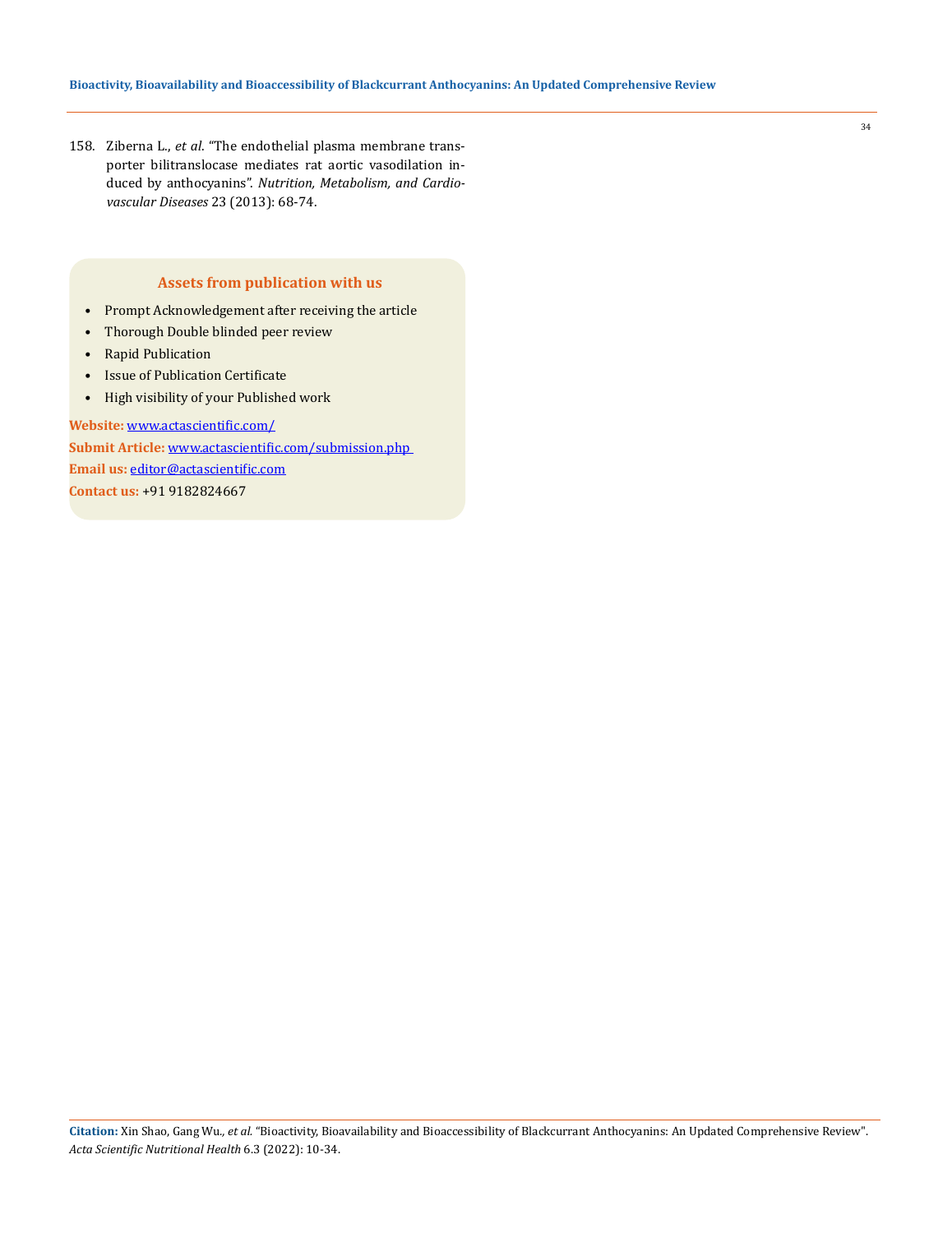158. Ziberna L., *et al*. "The endothelial plasma membrane transporter bilitranslocase mediates rat aortic vasodilation induced by anthocyanins". *Nutrition, Metabolism, and Cardiovascular Diseases* 23 (2013): 68-74.

**Assets from publication with us**

- Prompt Acknowledgement after receiving the article
- Thorough Double blinded peer review
- Rapid Publication
- Issue of Publication Certificate
- High visibility of your Published work

**Website:** www.actascientific.com/

**Submit Article:** www.actascientific.com/submission.php

**Email us:** editor@actascientific.com

**Contact us:** +91 9182824667